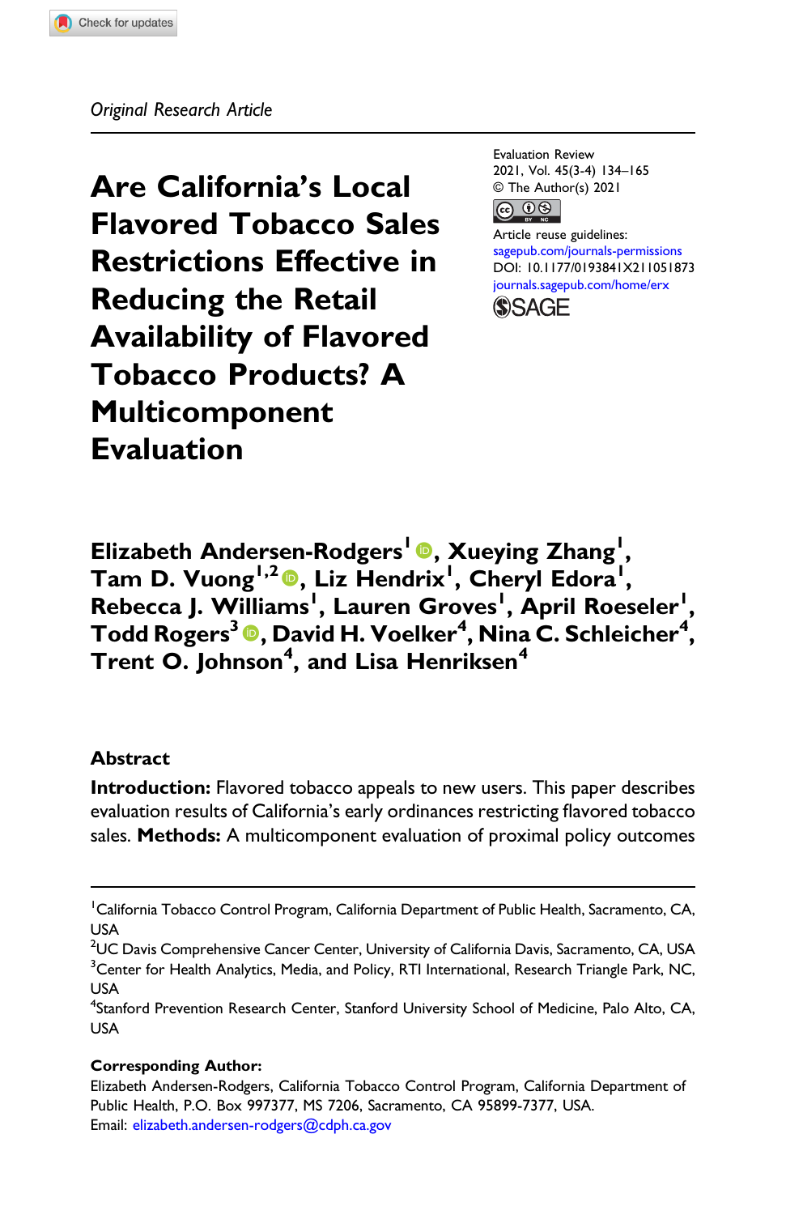*Original Research Article*

Evaluation Review
2021, Vol. 45(3-4) 134–165
© The Author(s) 2021
Article reuse guidelines:
sagepub.com/journals-permissions
DOI: 10.1177/0193841X211051873
journals.sagepub.com/home/erx

# Are California's Local Flavored Tobacco Sales Restrictions Effective in Reducing the Retail Availability of Flavored Tobacco Products? A Multicomponent Evaluation

**Elizabeth Andersen-Rodgers[1], Xueying Zhang[1], Tam D. Vuong[1,2], Liz Hendrix[1], Cheryl Edora[1], Rebecca J. Williams[1], Lauren Groves[1], April Roeseler[1], Todd Rogers[3], David H. Voelker[4], Nina C. Schleicher[4], Trent O. Johnson[4], and Lisa Henriksen[4]**

## Abstract

**Introduction:** Flavored tobacco appeals to new users. This paper describes evaluation results of California's early ordinances restricting flavored tobacco sales. **Methods:** A multicomponent evaluation of proximal policy outcomes

---

[1]California Tobacco Control Program, California Department of Public Health, Sacramento, CA, USA
[2]UC Davis Comprehensive Cancer Center, University of California Davis, Sacramento, CA, USA
[3]Center for Health Analytics, Media, and Policy, RTI International, Research Triangle Park, NC, USA
[4]Stanford Prevention Research Center, Stanford University School of Medicine, Palo Alto, CA, USA

**Corresponding Author:**
Elizabeth Andersen-Rodgers, California Tobacco Control Program, California Department of Public Health, P.O. Box 997377, MS 7206, Sacramento, CA 95899-7377, USA.
Email: elizabeth.andersen-rodgers@cdph.ca.gov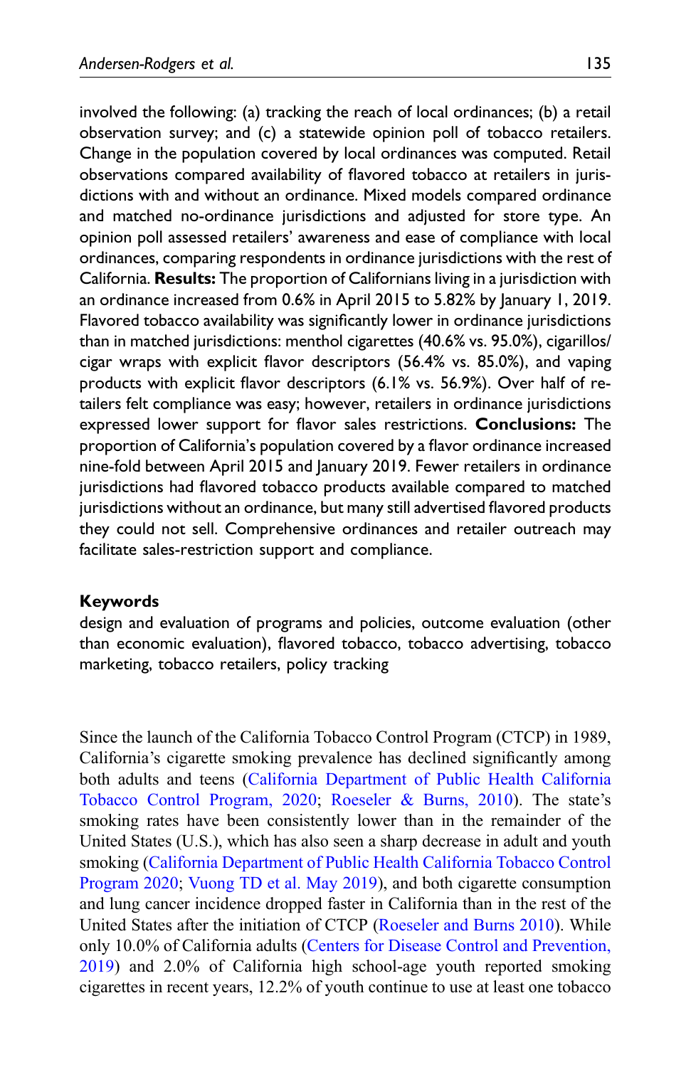involved the following: (a) tracking the reach of local ordinances; (b) a retail observation survey; and (c) a statewide opinion poll of tobacco retailers. Change in the population covered by local ordinances was computed. Retail observations compared availability of flavored tobacco at retailers in jurisdictions with and without an ordinance. Mixed models compared ordinance and matched no-ordinance jurisdictions and adjusted for store type. An opinion poll assessed retailers' awareness and ease of compliance with local ordinances, comparing respondents in ordinance jurisdictions with the rest of California. **Results:** The proportion of Californians living in a jurisdiction with an ordinance increased from 0.6% in April 2015 to 5.82% by January 1, 2019. Flavored tobacco availability was significantly lower in ordinance jurisdictions than in matched jurisdictions: menthol cigarettes (40.6% vs. 95.0%), cigarillos/cigar wraps with explicit flavor descriptors (56.4% vs. 85.0%), and vaping products with explicit flavor descriptors (6.1% vs. 56.9%). Over half of retailers felt compliance was easy; however, retailers in ordinance jurisdictions expressed lower support for flavor sales restrictions. **Conclusions:** The proportion of California's population covered by a flavor ordinance increased nine-fold between April 2015 and January 2019. Fewer retailers in ordinance jurisdictions had flavored tobacco products available compared to matched jurisdictions without an ordinance, but many still advertised flavored products they could not sell. Comprehensive ordinances and retailer outreach may facilitate sales-restriction support and compliance.

## Keywords

design and evaluation of programs and policies, outcome evaluation (other than economic evaluation), flavored tobacco, tobacco advertising, tobacco marketing, tobacco retailers, policy tracking

Since the launch of the California Tobacco Control Program (CTCP) in 1989, California's cigarette smoking prevalence has declined significantly among both adults and teens (California Department of Public Health California Tobacco Control Program, 2020; Roeseler & Burns, 2010). The state's smoking rates have been consistently lower than in the remainder of the United States (U.S.), which has also seen a sharp decrease in adult and youth smoking (California Department of Public Health California Tobacco Control Program 2020; Vuong TD et al. May 2019), and both cigarette consumption and lung cancer incidence dropped faster in California than in the rest of the United States after the initiation of CTCP (Roeseler and Burns 2010). While only 10.0% of California adults (Centers for Disease Control and Prevention, 2019) and 2.0% of California high school-age youth reported smoking cigarettes in recent years, 12.2% of youth continue to use at least one tobacco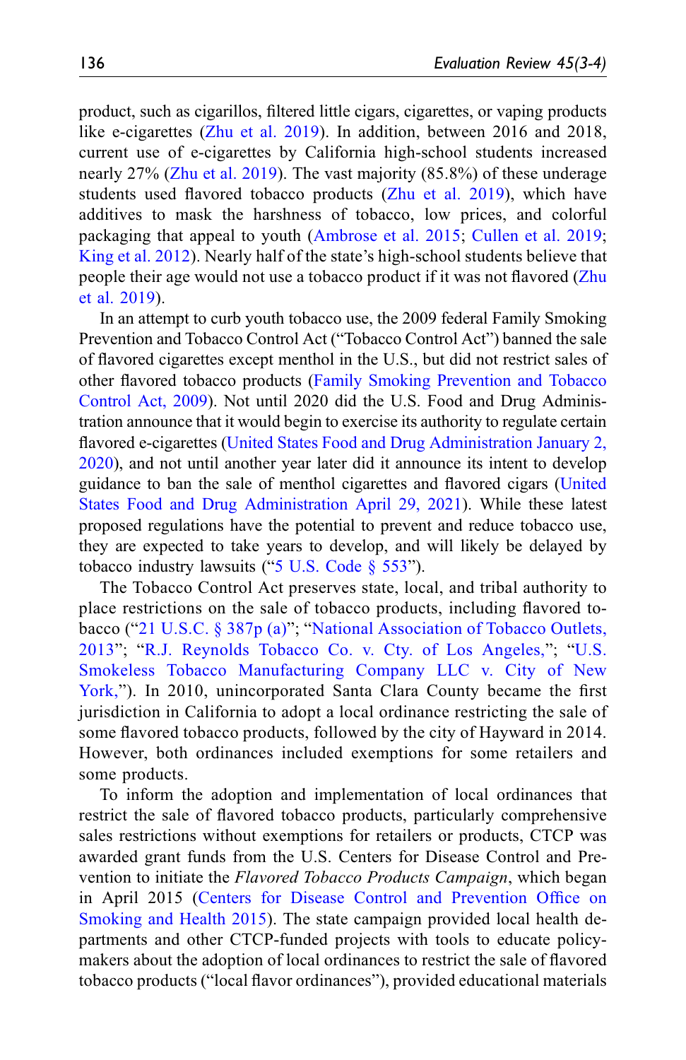product, such as cigarillos, filtered little cigars, cigarettes, or vaping products like e-cigarettes (Zhu et al. 2019). In addition, between 2016 and 2018, current use of e-cigarettes by California high-school students increased nearly 27% (Zhu et al. 2019). The vast majority (85.8%) of these underage students used flavored tobacco products (Zhu et al. 2019), which have additives to mask the harshness of tobacco, low prices, and colorful packaging that appeal to youth (Ambrose et al. 2015; Cullen et al. 2019; King et al. 2012). Nearly half of the state's high-school students believe that people their age would not use a tobacco product if it was not flavored (Zhu et al. 2019).

In an attempt to curb youth tobacco use, the 2009 federal Family Smoking Prevention and Tobacco Control Act ("Tobacco Control Act") banned the sale of flavored cigarettes except menthol in the U.S., but did not restrict sales of other flavored tobacco products (Family Smoking Prevention and Tobacco Control Act, 2009). Not until 2020 did the U.S. Food and Drug Administration announce that it would begin to exercise its authority to regulate certain flavored e-cigarettes (United States Food and Drug Administration January 2, 2020), and not until another year later did it announce its intent to develop guidance to ban the sale of menthol cigarettes and flavored cigars (United States Food and Drug Administration April 29, 2021). While these latest proposed regulations have the potential to prevent and reduce tobacco use, they are expected to take years to develop, and will likely be delayed by tobacco industry lawsuits ("5 U.S. Code § 553").

The Tobacco Control Act preserves state, local, and tribal authority to place restrictions on the sale of tobacco products, including flavored tobacco ("21 U.S.C. § 387p (a)"; "National Association of Tobacco Outlets, 2013"; "R.J. Reynolds Tobacco Co. v. Cty. of Los Angeles,"; "U.S. Smokeless Tobacco Manufacturing Company LLC v. City of New York,"). In 2010, unincorporated Santa Clara County became the first jurisdiction in California to adopt a local ordinance restricting the sale of some flavored tobacco products, followed by the city of Hayward in 2014. However, both ordinances included exemptions for some retailers and some products.

To inform the adoption and implementation of local ordinances that restrict the sale of flavored tobacco products, particularly comprehensive sales restrictions without exemptions for retailers or products, CTCP was awarded grant funds from the U.S. Centers for Disease Control and Prevention to initiate the *Flavored Tobacco Products Campaign*, which began in April 2015 (Centers for Disease Control and Prevention Office on Smoking and Health 2015). The state campaign provided local health departments and other CTCP-funded projects with tools to educate policymakers about the adoption of local ordinances to restrict the sale of flavored tobacco products ("local flavor ordinances"), provided educational materials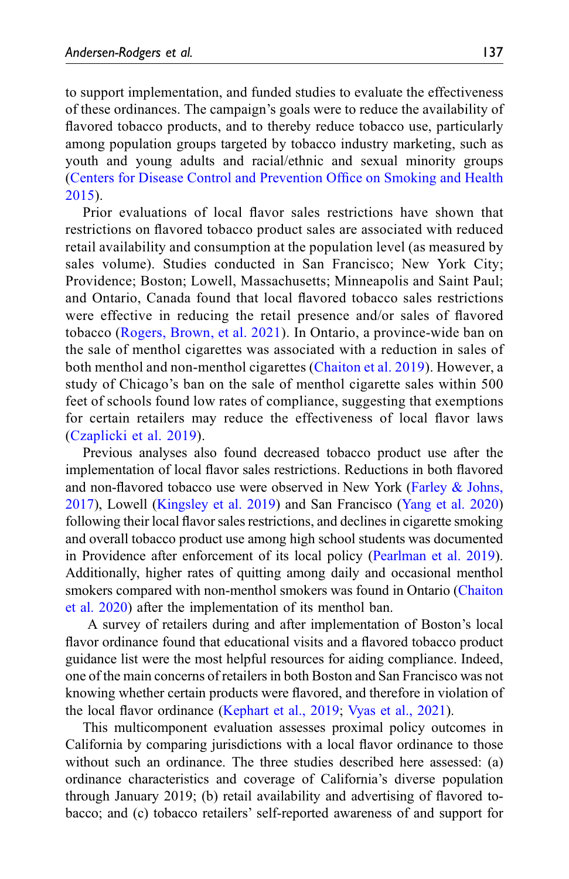to support implementation, and funded studies to evaluate the effectiveness of these ordinances. The campaign's goals were to reduce the availability of flavored tobacco products, and to thereby reduce tobacco use, particularly among population groups targeted by tobacco industry marketing, such as youth and young adults and racial/ethnic and sexual minority groups (Centers for Disease Control and Prevention Office on Smoking and Health 2015).

Prior evaluations of local flavor sales restrictions have shown that restrictions on flavored tobacco product sales are associated with reduced retail availability and consumption at the population level (as measured by sales volume). Studies conducted in San Francisco; New York City; Providence; Boston; Lowell, Massachusetts; Minneapolis and Saint Paul; and Ontario, Canada found that local flavored tobacco sales restrictions were effective in reducing the retail presence and/or sales of flavored tobacco (Rogers, Brown, et al. 2021). In Ontario, a province-wide ban on the sale of menthol cigarettes was associated with a reduction in sales of both menthol and non-menthol cigarettes (Chaiton et al. 2019). However, a study of Chicago's ban on the sale of menthol cigarette sales within 500 feet of schools found low rates of compliance, suggesting that exemptions for certain retailers may reduce the effectiveness of local flavor laws (Czaplicki et al. 2019).

Previous analyses also found decreased tobacco product use after the implementation of local flavor sales restrictions. Reductions in both flavored and non-flavored tobacco use were observed in New York (Farley & Johns, 2017), Lowell (Kingsley et al. 2019) and San Francisco (Yang et al. 2020) following their local flavor sales restrictions, and declines in cigarette smoking and overall tobacco product use among high school students was documented in Providence after enforcement of its local policy (Pearlman et al. 2019). Additionally, higher rates of quitting among daily and occasional menthol smokers compared with non-menthol smokers was found in Ontario (Chaiton et al. 2020) after the implementation of its menthol ban.

A survey of retailers during and after implementation of Boston's local flavor ordinance found that educational visits and a flavored tobacco product guidance list were the most helpful resources for aiding compliance. Indeed, one of the main concerns of retailers in both Boston and San Francisco was not knowing whether certain products were flavored, and therefore in violation of the local flavor ordinance (Kephart et al., 2019; Vyas et al., 2021).

This multicomponent evaluation assesses proximal policy outcomes in California by comparing jurisdictions with a local flavor ordinance to those without such an ordinance. The three studies described here assessed: (a) ordinance characteristics and coverage of California's diverse population through January 2019; (b) retail availability and advertising of flavored tobacco; and (c) tobacco retailers' self-reported awareness of and support for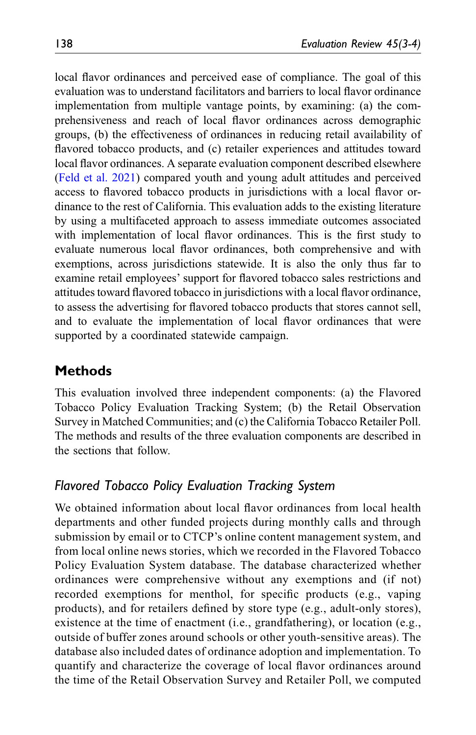local flavor ordinances and perceived ease of compliance. The goal of this evaluation was to understand facilitators and barriers to local flavor ordinance implementation from multiple vantage points, by examining: (a) the comprehensiveness and reach of local flavor ordinances across demographic groups, (b) the effectiveness of ordinances in reducing retail availability of flavored tobacco products, and (c) retailer experiences and attitudes toward local flavor ordinances. A separate evaluation component described elsewhere (Feld et al. 2021) compared youth and young adult attitudes and perceived access to flavored tobacco products in jurisdictions with a local flavor ordinance to the rest of California. This evaluation adds to the existing literature by using a multifaceted approach to assess immediate outcomes associated with implementation of local flavor ordinances. This is the first study to evaluate numerous local flavor ordinances, both comprehensive and with exemptions, across jurisdictions statewide. It is also the only thus far to examine retail employees' support for flavored tobacco sales restrictions and attitudes toward flavored tobacco in jurisdictions with a local flavor ordinance, to assess the advertising for flavored tobacco products that stores cannot sell, and to evaluate the implementation of local flavor ordinances that were supported by a coordinated statewide campaign.

## Methods

This evaluation involved three independent components: (a) the Flavored Tobacco Policy Evaluation Tracking System; (b) the Retail Observation Survey in Matched Communities; and (c) the California Tobacco Retailer Poll. The methods and results of the three evaluation components are described in the sections that follow.

### *Flavored Tobacco Policy Evaluation Tracking System*

We obtained information about local flavor ordinances from local health departments and other funded projects during monthly calls and through submission by email or to CTCP's online content management system, and from local online news stories, which we recorded in the Flavored Tobacco Policy Evaluation System database. The database characterized whether ordinances were comprehensive without any exemptions and (if not) recorded exemptions for menthol, for specific products (e.g., vaping products), and for retailers defined by store type (e.g., adult-only stores), existence at the time of enactment (i.e., grandfathering), or location (e.g., outside of buffer zones around schools or other youth-sensitive areas). The database also included dates of ordinance adoption and implementation. To quantify and characterize the coverage of local flavor ordinances around the time of the Retail Observation Survey and Retailer Poll, we computed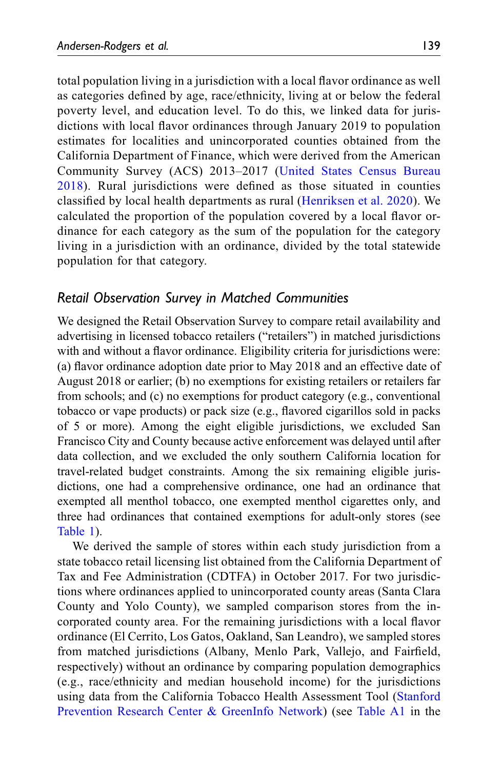total population living in a jurisdiction with a local flavor ordinance as well as categories defined by age, race/ethnicity, living at or below the federal poverty level, and education level. To do this, we linked data for jurisdictions with local flavor ordinances through January 2019 to population estimates for localities and unincorporated counties obtained from the California Department of Finance, which were derived from the American Community Survey (ACS) 2013–2017 (United States Census Bureau 2018). Rural jurisdictions were defined as those situated in counties classified by local health departments as rural (Henriksen et al. 2020). We calculated the proportion of the population covered by a local flavor ordinance for each category as the sum of the population for the category living in a jurisdiction with an ordinance, divided by the total statewide population for that category.

## *Retail Observation Survey in Matched Communities*

We designed the Retail Observation Survey to compare retail availability and advertising in licensed tobacco retailers ("retailers") in matched jurisdictions with and without a flavor ordinance. Eligibility criteria for jurisdictions were: (a) flavor ordinance adoption date prior to May 2018 and an effective date of August 2018 or earlier; (b) no exemptions for existing retailers or retailers far from schools; and (c) no exemptions for product category (e.g., conventional tobacco or vape products) or pack size (e.g., flavored cigarillos sold in packs of 5 or more). Among the eight eligible jurisdictions, we excluded San Francisco City and County because active enforcement was delayed until after data collection, and we excluded the only southern California location for travel-related budget constraints. Among the six remaining eligible jurisdictions, one had a comprehensive ordinance, one had an ordinance that exempted all menthol tobacco, one exempted menthol cigarettes only, and three had ordinances that contained exemptions for adult-only stores (see Table 1).

We derived the sample of stores within each study jurisdiction from a state tobacco retail licensing list obtained from the California Department of Tax and Fee Administration (CDTFA) in October 2017. For two jurisdictions where ordinances applied to unincorporated county areas (Santa Clara County and Yolo County), we sampled comparison stores from the incorporated county area. For the remaining jurisdictions with a local flavor ordinance (El Cerrito, Los Gatos, Oakland, San Leandro), we sampled stores from matched jurisdictions (Albany, Menlo Park, Vallejo, and Fairfield, respectively) without an ordinance by comparing population demographics (e.g., race/ethnicity and median household income) for the jurisdictions using data from the California Tobacco Health Assessment Tool (Stanford Prevention Research Center & GreenInfo Network) (see Table A1 in the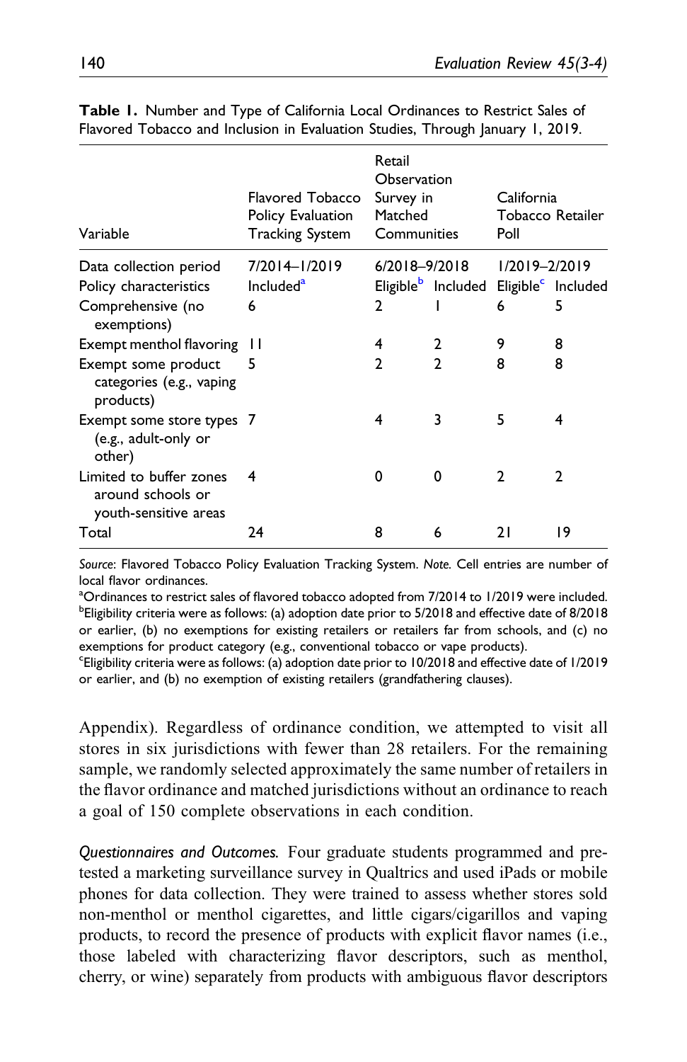**Table 1.** Number and Type of California Local Ordinances to Restrict Sales of Flavored Tobacco and Inclusion in Evaluation Studies, Through January 1, 2019.

| Variable | Flavored Tobacco Policy Evaluation Tracking System | Retail Observation Survey in Matched Communities | | California Tobacco Retailer Poll | |
|---|---|---|---|---|---|
| Data collection period | 7/2014–1/2019 | 6/2018–9/2018 | | 1/2019–2/2019 | |
| Policy characteristics | Included[a] | Eligible[b] | Included | Eligible[c] | Included |
| Comprehensive (no exemptions) | 6 | 2 | 1 | 6 | 5 |
| Exempt menthol flavoring | 11 | 4 | 2 | 9 | 8 |
| Exempt some product categories (e.g., vaping products) | 5 | 2 | 2 | 8 | 8 |
| Exempt some store types (e.g., adult-only or other) | 7 | 4 | 3 | 5 | 4 |
| Limited to buffer zones around schools or youth-sensitive areas | 4 | 0 | 0 | 2 | 2 |
| Total | 24 | 8 | 6 | 21 | 19 |

*Source*: Flavored Tobacco Policy Evaluation Tracking System. *Note.* Cell entries are number of local flavor ordinances.

[a]Ordinances to restrict sales of flavored tobacco adopted from 7/2014 to 1/2019 were included.

[b]Eligibility criteria were as follows: (a) adoption date prior to 5/2018 and effective date of 8/2018 or earlier, (b) no exemptions for existing retailers or retailers far from schools, and (c) no exemptions for product category (e.g., conventional tobacco or vape products).

[c]Eligibility criteria were as follows: (a) adoption date prior to 10/2018 and effective date of 1/2019 or earlier, and (b) no exemption of existing retailers (grandfathering clauses).

Appendix). Regardless of ordinance condition, we attempted to visit all stores in six jurisdictions with fewer than 28 retailers. For the remaining sample, we randomly selected approximately the same number of retailers in the flavor ordinance and matched jurisdictions without an ordinance to reach a goal of 150 complete observations in each condition.

*Questionnaires and Outcomes.* Four graduate students programmed and pretested a marketing surveillance survey in Qualtrics and used iPads or mobile phones for data collection. They were trained to assess whether stores sold non-menthol or menthol cigarettes, and little cigars/cigarillos and vaping products, to record the presence of products with explicit flavor names (i.e., those labeled with characterizing flavor descriptors, such as menthol, cherry, or wine) separately from products with ambiguous flavor descriptors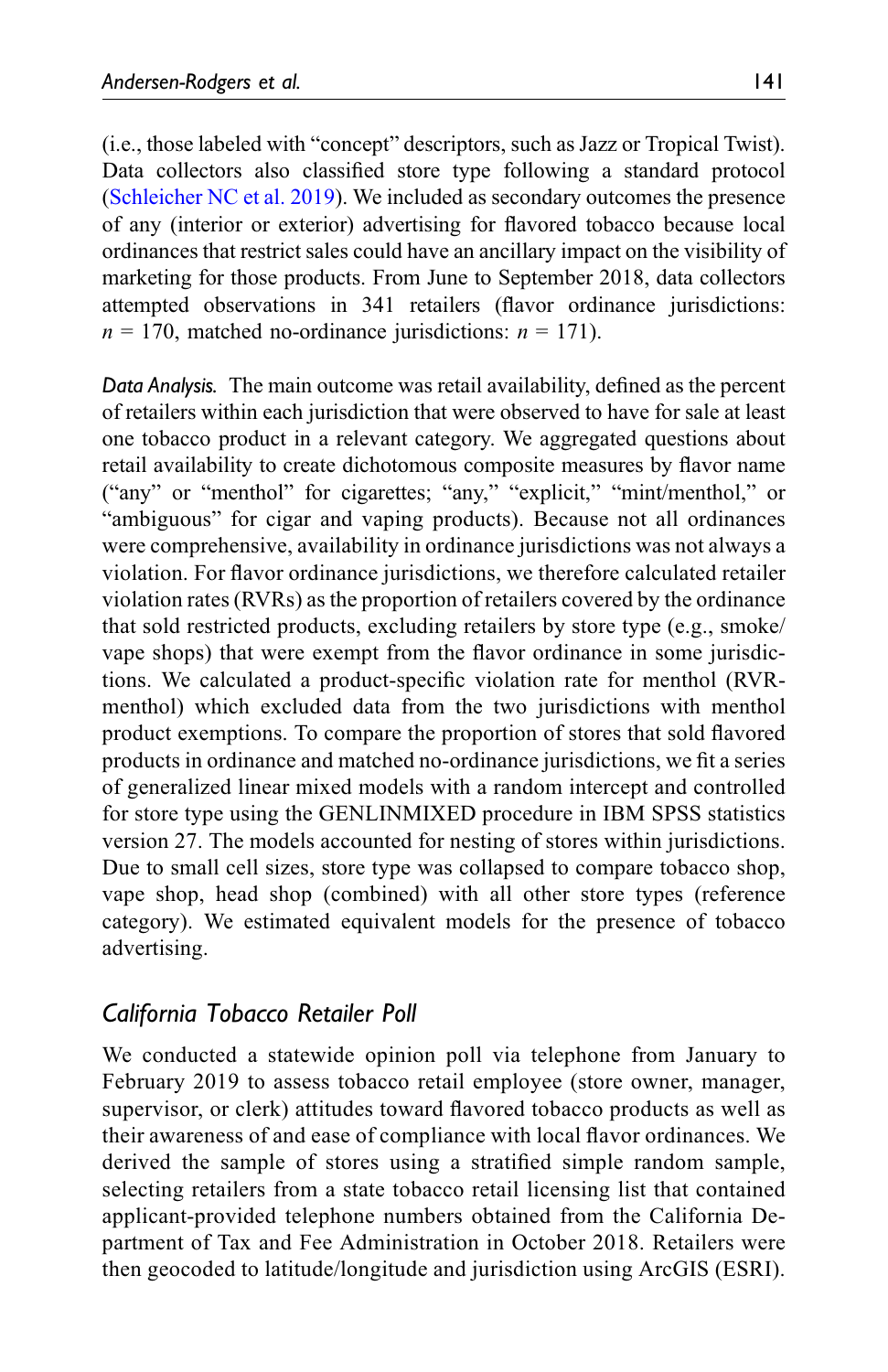(i.e., those labeled with "concept" descriptors, such as Jazz or Tropical Twist). Data collectors also classified store type following a standard protocol (Schleicher NC et al. 2019). We included as secondary outcomes the presence of any (interior or exterior) advertising for flavored tobacco because local ordinances that restrict sales could have an ancillary impact on the visibility of marketing for those products. From June to September 2018, data collectors attempted observations in 341 retailers (flavor ordinance jurisdictions: $n$ = 170, matched no-ordinance jurisdictions: $n$ = 171).

*Data Analysis.* The main outcome was retail availability, defined as the percent of retailers within each jurisdiction that were observed to have for sale at least one tobacco product in a relevant category. We aggregated questions about retail availability to create dichotomous composite measures by flavor name ("any" or "menthol" for cigarettes; "any," "explicit," "mint/menthol," or "ambiguous" for cigar and vaping products). Because not all ordinances were comprehensive, availability in ordinance jurisdictions was not always a violation. For flavor ordinance jurisdictions, we therefore calculated retailer violation rates (RVRs) as the proportion of retailers covered by the ordinance that sold restricted products, excluding retailers by store type (e.g., smoke/vape shops) that were exempt from the flavor ordinance in some jurisdictions. We calculated a product-specific violation rate for menthol (RVR-menthol) which excluded data from the two jurisdictions with menthol product exemptions. To compare the proportion of stores that sold flavored products in ordinance and matched no-ordinance jurisdictions, we fit a series of generalized linear mixed models with a random intercept and controlled for store type using the GENLINMIXED procedure in IBM SPSS statistics version 27. The models accounted for nesting of stores within jurisdictions. Due to small cell sizes, store type was collapsed to compare tobacco shop, vape shop, head shop (combined) with all other store types (reference category). We estimated equivalent models for the presence of tobacco advertising.

## California Tobacco Retailer Poll

We conducted a statewide opinion poll via telephone from January to February 2019 to assess tobacco retail employee (store owner, manager, supervisor, or clerk) attitudes toward flavored tobacco products as well as their awareness of and ease of compliance with local flavor ordinances. We derived the sample of stores using a stratified simple random sample, selecting retailers from a state tobacco retail licensing list that contained applicant-provided telephone numbers obtained from the California Department of Tax and Fee Administration in October 2018. Retailers were then geocoded to latitude/longitude and jurisdiction using ArcGIS (ESRI).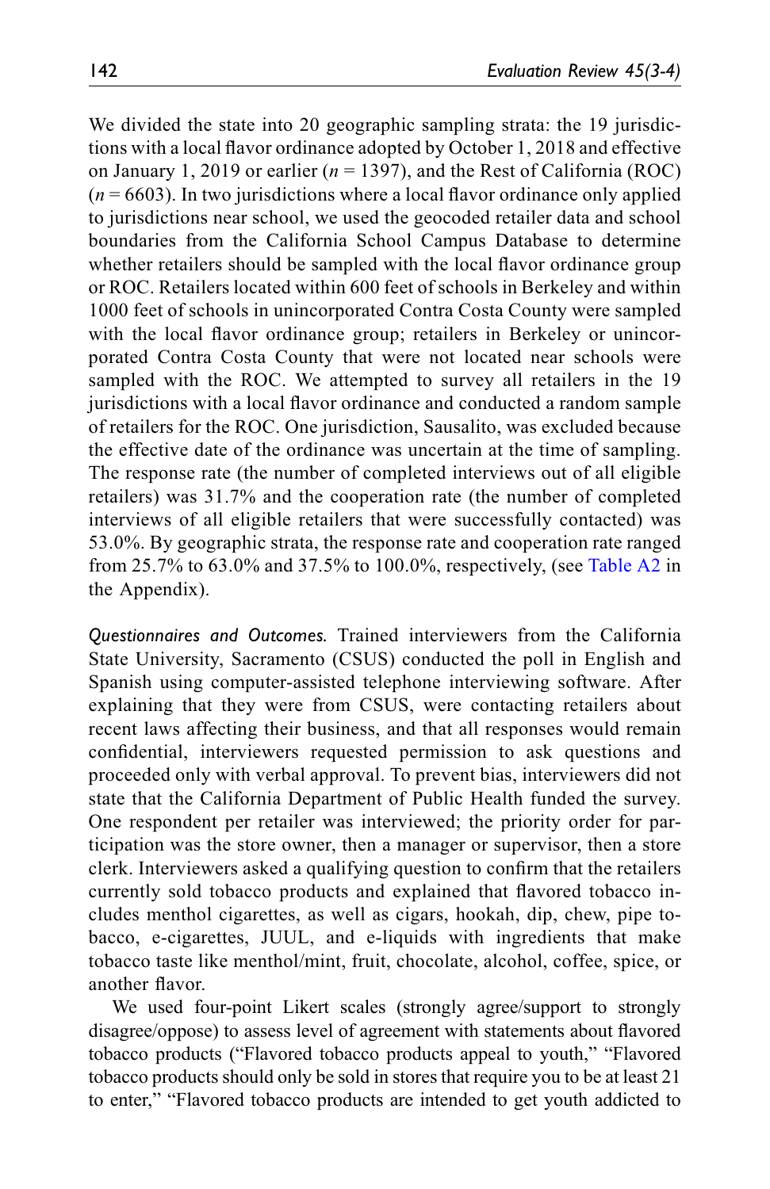We divided the state into 20 geographic sampling strata: the 19 jurisdictions with a local flavor ordinance adopted by October 1, 2018 and effective on January 1, 2019 or earlier ($n$ = 1397), and the Rest of California (ROC) ($n$ = 6603). In two jurisdictions where a local flavor ordinance only applied to jurisdictions near school, we used the geocoded retailer data and school boundaries from the California School Campus Database to determine whether retailers should be sampled with the local flavor ordinance group or ROC. Retailers located within 600 feet of schools in Berkeley and within 1000 feet of schools in unincorporated Contra Costa County were sampled with the local flavor ordinance group; retailers in Berkeley or unincorporated Contra Costa County that were not located near schools were sampled with the ROC. We attempted to survey all retailers in the 19 jurisdictions with a local flavor ordinance and conducted a random sample of retailers for the ROC. One jurisdiction, Sausalito, was excluded because the effective date of the ordinance was uncertain at the time of sampling. The response rate (the number of completed interviews out of all eligible retailers) was 31.7% and the cooperation rate (the number of completed interviews of all eligible retailers that were successfully contacted) was 53.0%. By geographic strata, the response rate and cooperation rate ranged from 25.7% to 63.0% and 37.5% to 100.0%, respectively, (see Table A2 in the Appendix).

*Questionnaires and Outcomes.* Trained interviewers from the California State University, Sacramento (CSUS) conducted the poll in English and Spanish using computer-assisted telephone interviewing software. After explaining that they were from CSUS, were contacting retailers about recent laws affecting their business, and that all responses would remain confidential, interviewers requested permission to ask questions and proceeded only with verbal approval. To prevent bias, interviewers did not state that the California Department of Public Health funded the survey. One respondent per retailer was interviewed; the priority order for participation was the store owner, then a manager or supervisor, then a store clerk. Interviewers asked a qualifying question to confirm that the retailers currently sold tobacco products and explained that flavored tobacco includes menthol cigarettes, as well as cigars, hookah, dip, chew, pipe tobacco, e-cigarettes, JUUL, and e-liquids with ingredients that make tobacco taste like menthol/mint, fruit, chocolate, alcohol, coffee, spice, or another flavor.

We used four-point Likert scales (strongly agree/support to strongly disagree/oppose) to assess level of agreement with statements about flavored tobacco products ("Flavored tobacco products appeal to youth," "Flavored tobacco products should only be sold in stores that require you to be at least 21 to enter," "Flavored tobacco products are intended to get youth addicted to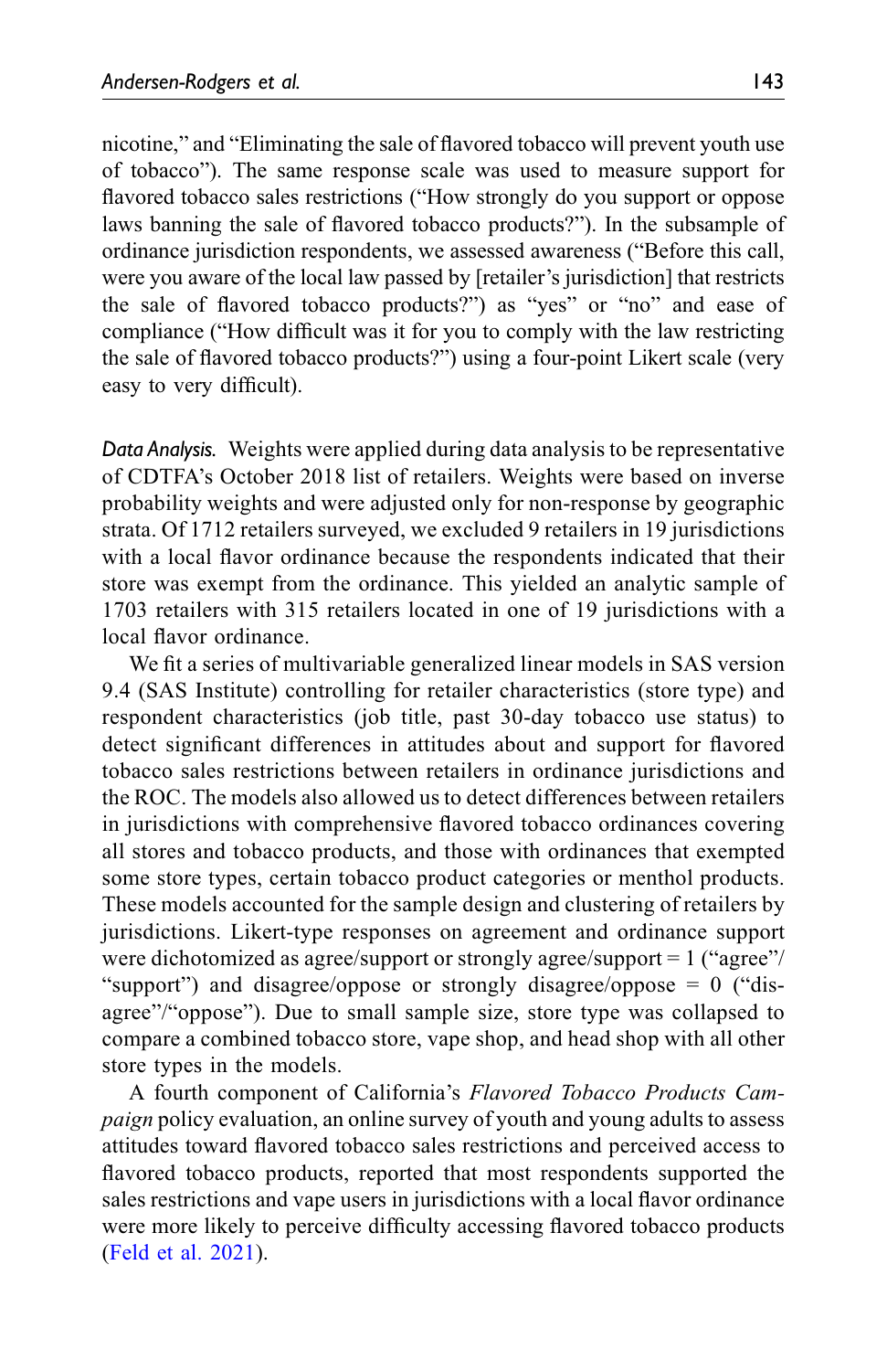nicotine," and "Eliminating the sale of flavored tobacco will prevent youth use of tobacco"). The same response scale was used to measure support for flavored tobacco sales restrictions ("How strongly do you support or oppose laws banning the sale of flavored tobacco products?"). In the subsample of ordinance jurisdiction respondents, we assessed awareness ("Before this call, were you aware of the local law passed by [retailer's jurisdiction] that restricts the sale of flavored tobacco products?") as "yes" or "no" and ease of compliance ("How difficult was it for you to comply with the law restricting the sale of flavored tobacco products?") using a four-point Likert scale (very easy to very difficult).

*Data Analysis.* Weights were applied during data analysis to be representative of CDTFA's October 2018 list of retailers. Weights were based on inverse probability weights and were adjusted only for non-response by geographic strata. Of 1712 retailers surveyed, we excluded 9 retailers in 19 jurisdictions with a local flavor ordinance because the respondents indicated that their store was exempt from the ordinance. This yielded an analytic sample of 1703 retailers with 315 retailers located in one of 19 jurisdictions with a local flavor ordinance.

We fit a series of multivariable generalized linear models in SAS version 9.4 (SAS Institute) controlling for retailer characteristics (store type) and respondent characteristics (job title, past 30-day tobacco use status) to detect significant differences in attitudes about and support for flavored tobacco sales restrictions between retailers in ordinance jurisdictions and the ROC. The models also allowed us to detect differences between retailers in jurisdictions with comprehensive flavored tobacco ordinances covering all stores and tobacco products, and those with ordinances that exempted some store types, certain tobacco product categories or menthol products. These models accounted for the sample design and clustering of retailers by jurisdictions. Likert-type responses on agreement and ordinance support were dichotomized as agree/support or strongly agree/support = 1 ("agree"/"support") and disagree/oppose or strongly disagree/oppose = 0 ("disagree"/"oppose"). Due to small sample size, store type was collapsed to compare a combined tobacco store, vape shop, and head shop with all other store types in the models.

A fourth component of California's *Flavored Tobacco Products Campaign* policy evaluation, an online survey of youth and young adults to assess attitudes toward flavored tobacco sales restrictions and perceived access to flavored tobacco products, reported that most respondents supported the sales restrictions and vape users in jurisdictions with a local flavor ordinance were more likely to perceive difficulty accessing flavored tobacco products (Feld et al. 2021).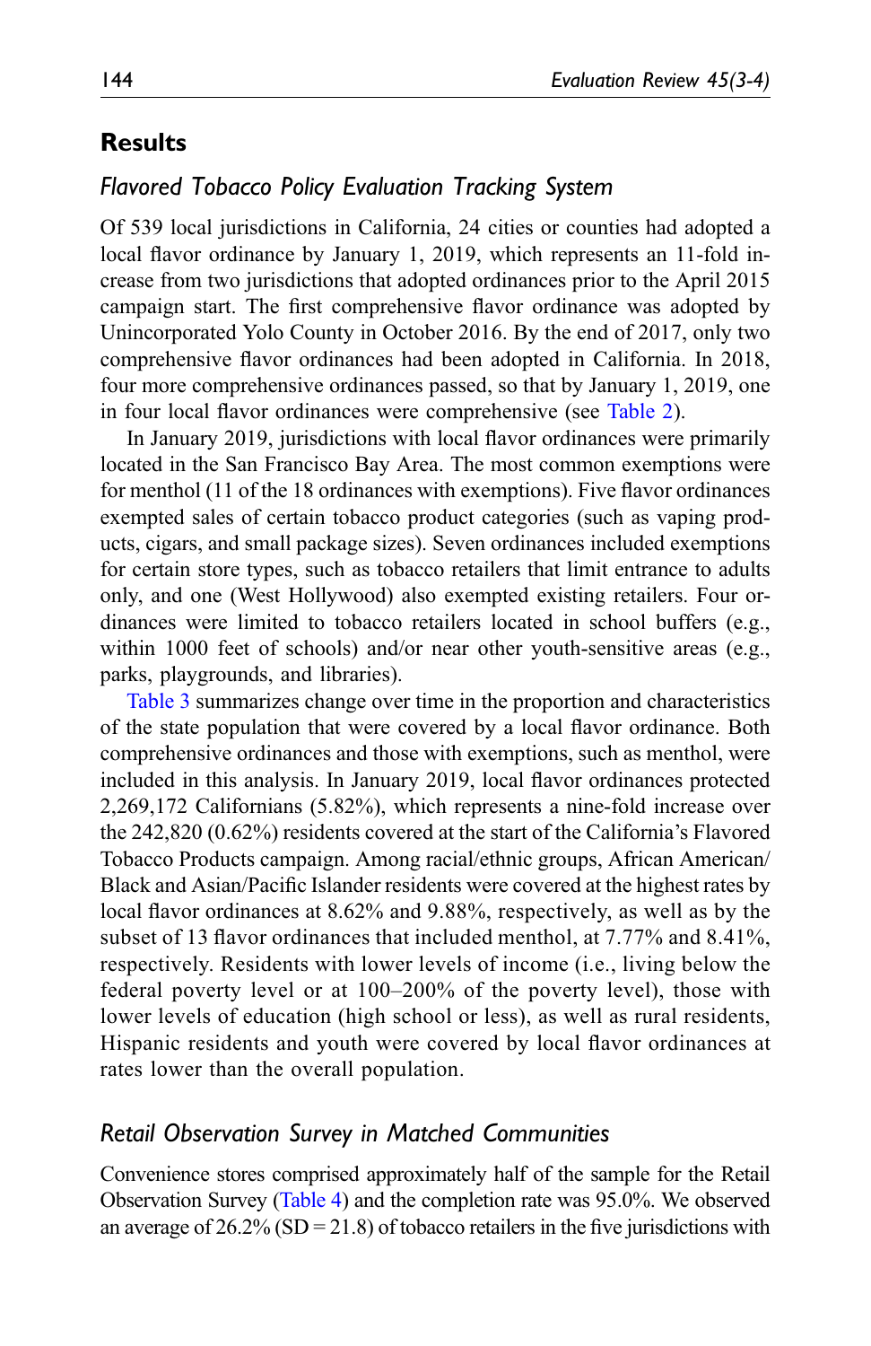## Results

### *Flavored Tobacco Policy Evaluation Tracking System*

Of 539 local jurisdictions in California, 24 cities or counties had adopted a local flavor ordinance by January 1, 2019, which represents an 11-fold increase from two jurisdictions that adopted ordinances prior to the April 2015 campaign start. The first comprehensive flavor ordinance was adopted by Unincorporated Yolo County in October 2016. By the end of 2017, only two comprehensive flavor ordinances had been adopted in California. In 2018, four more comprehensive ordinances passed, so that by January 1, 2019, one in four local flavor ordinances were comprehensive (see Table 2).

In January 2019, jurisdictions with local flavor ordinances were primarily located in the San Francisco Bay Area. The most common exemptions were for menthol (11 of the 18 ordinances with exemptions). Five flavor ordinances exempted sales of certain tobacco product categories (such as vaping products, cigars, and small package sizes). Seven ordinances included exemptions for certain store types, such as tobacco retailers that limit entrance to adults only, and one (West Hollywood) also exempted existing retailers. Four ordinances were limited to tobacco retailers located in school buffers (e.g., within 1000 feet of schools) and/or near other youth-sensitive areas (e.g., parks, playgrounds, and libraries).

Table 3 summarizes change over time in the proportion and characteristics of the state population that were covered by a local flavor ordinance. Both comprehensive ordinances and those with exemptions, such as menthol, were included in this analysis. In January 2019, local flavor ordinances protected 2,269,172 Californians (5.82%), which represents a nine-fold increase over the 242,820 (0.62%) residents covered at the start of the California's Flavored Tobacco Products campaign. Among racial/ethnic groups, African American/Black and Asian/Pacific Islander residents were covered at the highest rates by local flavor ordinances at 8.62% and 9.88%, respectively, as well as by the subset of 13 flavor ordinances that included menthol, at 7.77% and 8.41%, respectively. Residents with lower levels of income (i.e., living below the federal poverty level or at 100–200% of the poverty level), those with lower levels of education (high school or less), as well as rural residents, Hispanic residents and youth were covered by local flavor ordinances at rates lower than the overall population.

### *Retail Observation Survey in Matched Communities*

Convenience stores comprised approximately half of the sample for the Retail Observation Survey (Table 4) and the completion rate was 95.0%. We observed an average of 26.2% (SD = 21.8) of tobacco retailers in the five jurisdictions with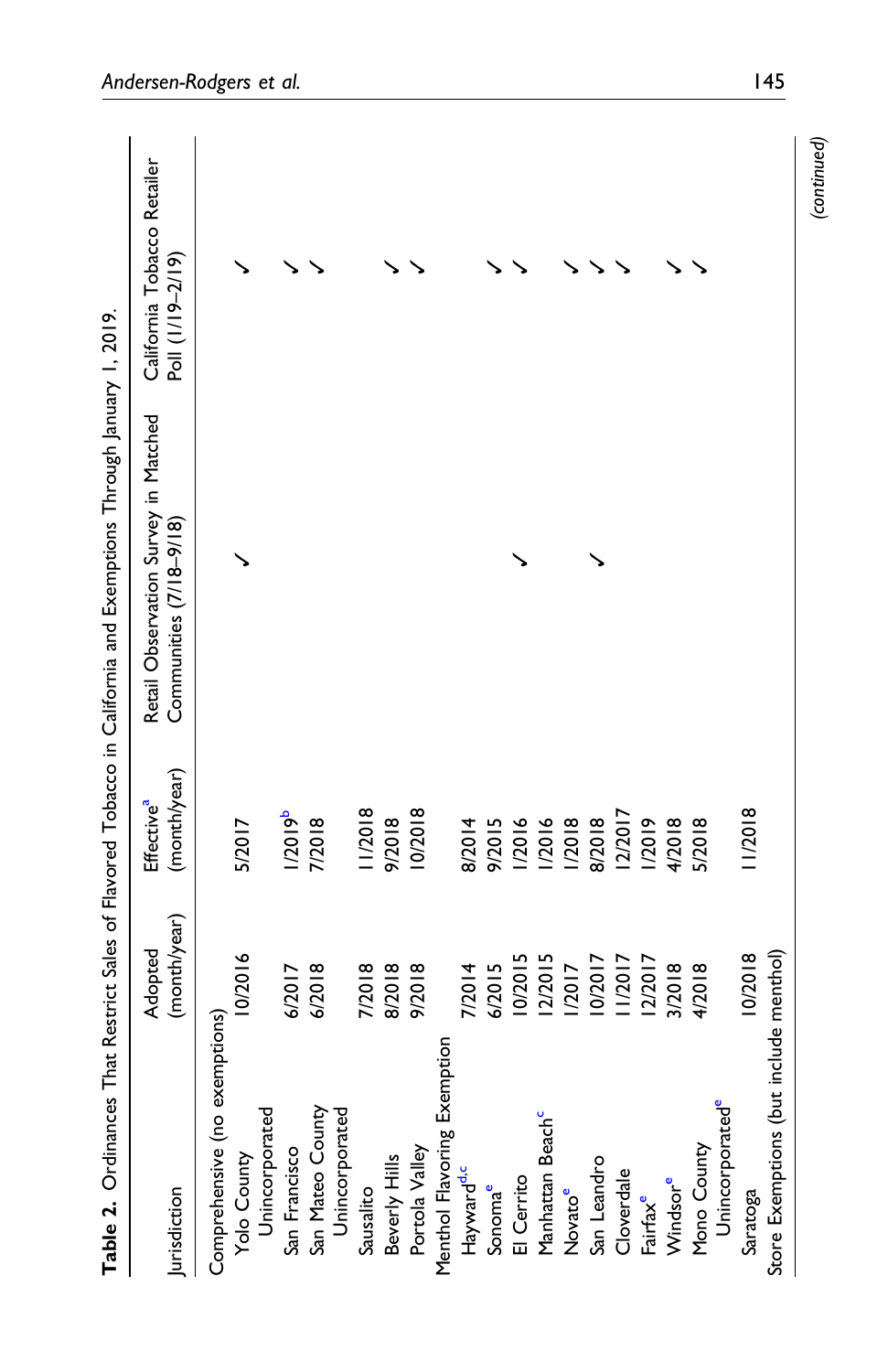**Table 2.** Ordinances That Restrict Sales of Flavored Tobacco in California and Exemptions Through January 1, 2019.

| Jurisdiction | Adopted (month/year) | Effective[a] (month/year) | Retail Observation Survey in Matched Communities (7/18–9/18) | California Tobacco Retailer Poll (1/19–2/19) |
|---|---|---|---|---|
| Comprehensive (no exemptions) | | | | |
| Yolo County Unincorporated | 10/2016 | 5/2017 | ✓ | ✓ |
| San Francisco | 6/2017 | 1/2019[b] | | ✓ |
| San Mateo County Unincorporated | 6/2018 | 7/2018 | | ✓ |
| Sausalito | 7/2018 | 11/2018 | | |
| Beverly Hills | 8/2018 | 9/2018 | | ✓ |
| Portola Valley | 9/2018 | 10/2018 | | ✓ |
| Menthol Flavoring Exemption | | | | |
| Hayward[d,c] | 7/2014 | 8/2014 | | |
| Sonoma[e] | 6/2015 | 9/2015 | | |
| El Cerrito | 10/2015 | 1/2016 | | ✓ |
| Manhattan Beach[c] | 12/2015 | 1/2016 | ✓ | ✓ |
| Novato[e] | 1/2017 | 1/2018 | | |
| San Leandro | 10/2017 | 8/2018 | ✓ | ✓ |
| Cloverdale | 11/2017 | 12/2017 | | ✓ |
| Fairfax[e] | 12/2017 | 1/2019 | | ✓ |
| Windsor[e] | 3/2018 | 4/2018 | | ✓ |
| Mono County Unincorporated[e] | 4/2018 | 5/2018 | | ✓ |
| Saratoga | 10/2018 | 11/2018 | | |
| Store Exemptions (but include menthol) | | | | |

(continued)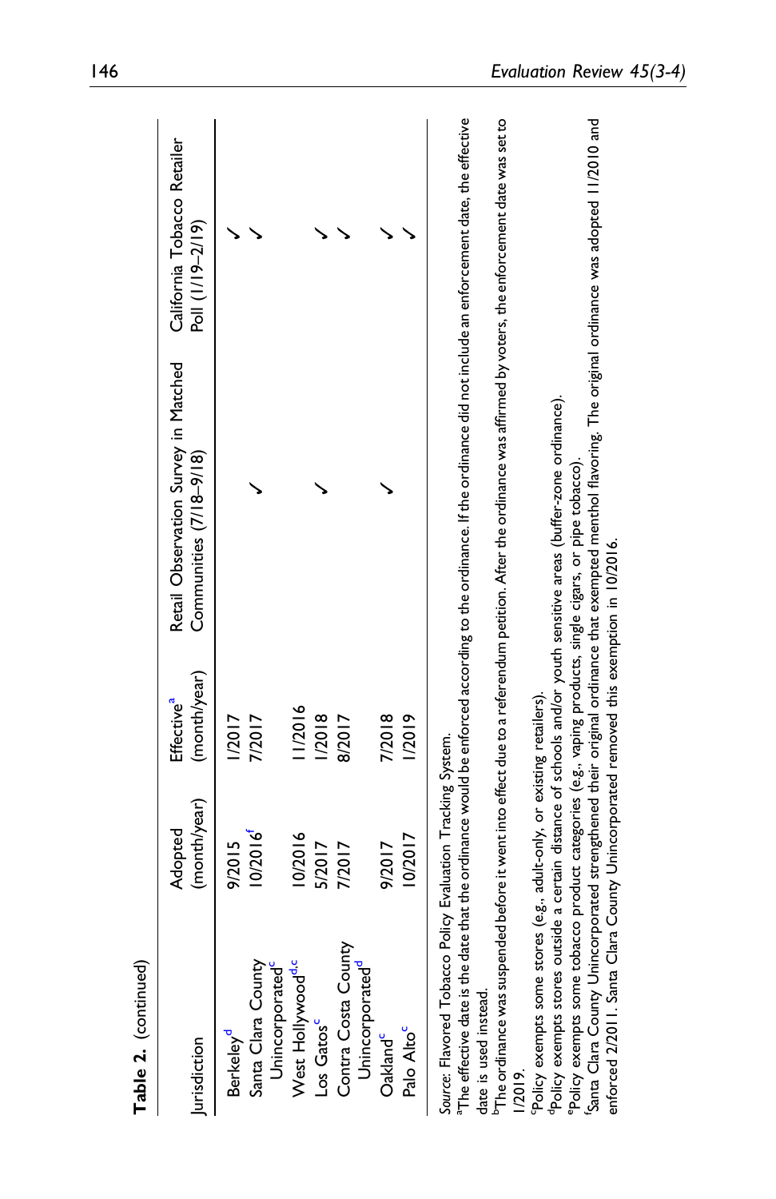**Table 2.** (continued)

| Jurisdiction | Adopted (month/year) | Effective[a] (month/year) | Retail Observation Survey in Matched Communities (7/18–9/18) | California Tobacco Retailer Poll (1/19–2/19) |
|---|---|---|---|---|
| Berkeley[d] | 9/2015 | 1/2017 | | ✓ |
| Santa Clara County Unincorporated[c] | 10/2016[f] | 7/2017 | ✓ | ✓ |
| West Hollywood[d,c] | 10/2016 | 11/2016 | | |
| Los Gatos[c] | 5/2017 | 1/2018 | ✓ | ✓ |
| Contra Costa County Unincorporated[d] | 7/2017 | 8/2017 | | ✓ |
| Oakland[c] | 9/2017 | 7/2018 | ✓ | ✓ |
| Palo Alto[c] | 10/2017 | 1/2019 | | ✓ |

*Source*: Flavored Tobacco Policy Evaluation Tracking System.

[a]The effective date is the date that the ordinance would be enforced according to the ordinance. If the ordinance did not include an enforcement date, the effective date is used instead.

[b]The ordinance was suspended before it went into effect due to a referendum petition. After the ordinance was affirmed by voters, the enforcement date was set to 1/2019.

[c]Policy exempts some stores (e.g., adult-only, or existing retailers).

[d]Policy exempts stores outside a certain distance of schools and/or youth sensitive areas (buffer-zone ordinance).

[e]Policy exempts some tobacco product categories (e.g., vaping products, single cigars, or pipe tobacco).

[f]Santa Clara County Unincorporated strengthened their original ordinance that exempted menthol flavoring. The original ordinance was adopted 11/2010 and enforced 2/2011. Santa Clara County Unincorporated removed this exemption in 10/2016.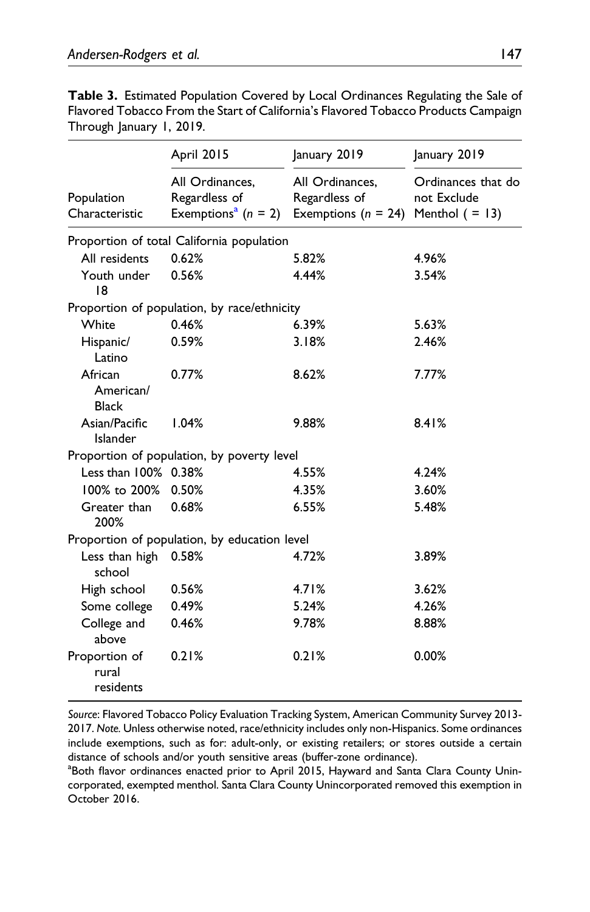**Table 3.** Estimated Population Covered by Local Ordinances Regulating the Sale of Flavored Tobacco From the Start of California's Flavored Tobacco Products Campaign Through January 1, 2019.

| Population Characteristic | April 2015<br>All Ordinances, Regardless of Exemptions[a] ($n$ = 2) | January 2019<br>All Ordinances, Regardless of Exemptions ($n$ = 24) | January 2019<br>Ordinances that do not Exclude Menthol ( = 13) |
|---|---|---|---|
| Proportion of total California population | | | |
| All residents | 0.62% | 5.82% | 4.96% |
| Youth under 18 | 0.56% | 4.44% | 3.54% |
| Proportion of population, by race/ethnicity | | | |
| White | 0.46% | 6.39% | 5.63% |
| Hispanic/ Latino | 0.59% | 3.18% | 2.46% |
| African American/ Black | 0.77% | 8.62% | 7.77% |
| Asian/Pacific Islander | 1.04% | 9.88% | 8.41% |
| Proportion of population, by poverty level | | | |
| Less than 100% | 0.38% | 4.55% | 4.24% |
| 100% to 200% | 0.50% | 4.35% | 3.60% |
| Greater than 200% | 0.68% | 6.55% | 5.48% |
| Proportion of population, by education level | | | |
| Less than high school | 0.58% | 4.72% | 3.89% |
| High school | 0.56% | 4.71% | 3.62% |
| Some college | 0.49% | 5.24% | 4.26% |
| College and above | 0.46% | 9.78% | 8.88% |
| Proportion of rural residents | 0.21% | 0.21% | 0.00% |

*Source*: Flavored Tobacco Policy Evaluation Tracking System, American Community Survey 2013-2017. *Note.* Unless otherwise noted, race/ethnicity includes only non-Hispanics. Some ordinances include exemptions, such as for: adult-only, or existing retailers; or stores outside a certain distance of schools and/or youth sensitive areas (buffer-zone ordinance).

[a]Both flavor ordinances enacted prior to April 2015, Hayward and Santa Clara County Unincorporated, exempted menthol. Santa Clara County Unincorporated removed this exemption in October 2016.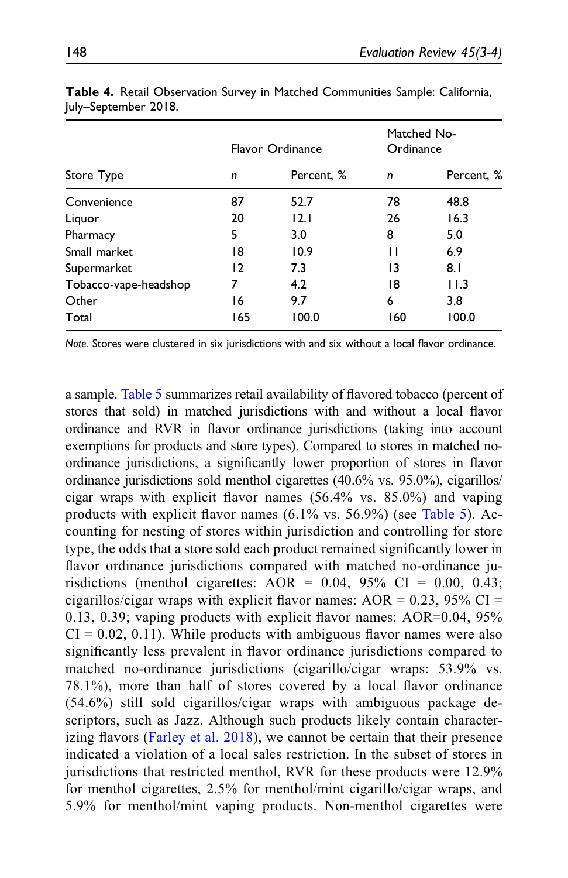**Table 4.** Retail Observation Survey in Matched Communities Sample: California, July–September 2018.

| Store Type | Flavor Ordinance | | Matched No-Ordinance | |
|---|---|---|---|---|
| | *n* | Percent, % | *n* | Percent, % |
| Convenience | 87 | 52.7 | 78 | 48.8 |
| Liquor | 20 | 12.1 | 26 | 16.3 |
| Pharmacy | 5 | 3.0 | 8 | 5.0 |
| Small market | 18 | 10.9 | 11 | 6.9 |
| Supermarket | 12 | 7.3 | 13 | 8.1 |
| Tobacco-vape-headshop | 7 | 4.2 | 18 | 11.3 |
| Other | 16 | 9.7 | 6 | 3.8 |
| Total | 165 | 100.0 | 160 | 100.0 |

*Note.* Stores were clustered in six jurisdictions with and six without a local flavor ordinance.

a sample. Table 5 summarizes retail availability of flavored tobacco (percent of stores that sold) in matched jurisdictions with and without a local flavor ordinance and RVR in flavor ordinance jurisdictions (taking into account exemptions for products and store types). Compared to stores in matched no-ordinance jurisdictions, a significantly lower proportion of stores in flavor ordinance jurisdictions sold menthol cigarettes (40.6% vs. 95.0%), cigarillos/ cigar wraps with explicit flavor names (56.4% vs. 85.0%) and vaping products with explicit flavor names (6.1% vs. 56.9%) (see Table 5). Accounting for nesting of stores within jurisdiction and controlling for store type, the odds that a store sold each product remained significantly lower in flavor ordinance jurisdictions compared with matched no-ordinance jurisdictions (menthol cigarettes: AOR = 0.04, 95% CI = 0.00, 0.43; cigarillos/cigar wraps with explicit flavor names: AOR = 0.23, 95% CI = 0.13, 0.39; vaping products with explicit flavor names: AOR=0.04, 95% CI = 0.02, 0.11). While products with ambiguous flavor names were also significantly less prevalent in flavor ordinance jurisdictions compared to matched no-ordinance jurisdictions (cigarillo/cigar wraps: 53.9% vs. 78.1%), more than half of stores covered by a local flavor ordinance (54.6%) still sold cigarillos/cigar wraps with ambiguous package descriptors, such as Jazz. Although such products likely contain characterizing flavors (Farley et al. 2018), we cannot be certain that their presence indicated a violation of a local sales restriction. In the subset of stores in jurisdictions that restricted menthol, RVR for these products were 12.9% for menthol cigarettes, 2.5% for menthol/mint cigarillo/cigar wraps, and 5.9% for menthol/mint vaping products. Non-menthol cigarettes were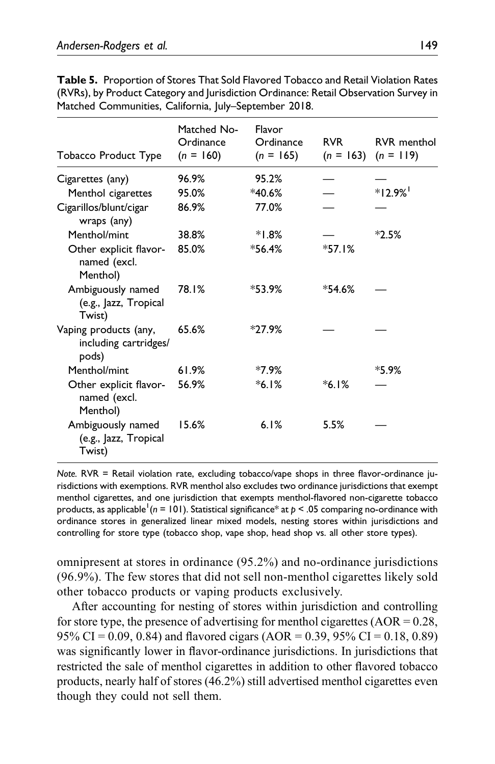**Table 5.** Proportion of Stores That Sold Flavored Tobacco and Retail Violation Rates (RVRs), by Product Category and Jurisdiction Ordinance: Retail Observation Survey in Matched Communities, California, July–September 2018.

| Tobacco Product Type | Matched No-Ordinance ($n$ = 160) | Flavor Ordinance ($n$ = 165) | RVR ($n$ = 163) | RVR menthol ($n$ = 119) |
|---|---|---|---|---|
| Cigarettes (any) | 96.9% | 95.2% | — | — |
| Menthol cigarettes | 95.0% | *40.6% | — | *12.9%[1] |
| Cigarillos/blunt/cigar wraps (any) | 86.9% | 77.0% | — | — |
| Menthol/mint | 38.8% | *1.8% | — | *2.5% |
| Other explicit flavor-named (excl. Menthol) | 85.0% | *56.4% | *57.1% | |
| Ambiguously named (e.g., Jazz, Tropical Twist) | 78.1% | *53.9% | *54.6% | — |
| Vaping products (any, including cartridges/pods) | 65.6% | *27.9% | — | — |
| Menthol/mint | 61.9% | *7.9% | | *5.9% |
| Other explicit flavor-named (excl. Menthol) | 56.9% | *6.1% | *6.1% | — |
| Ambiguously named (e.g., Jazz, Tropical Twist) | 15.6% | 6.1% | 5.5% | — |

*Note.* RVR = Retail violation rate, excluding tobacco/vape shops in three flavor-ordinance jurisdictions with exemptions. RVR menthol also excludes two ordinance jurisdictions that exempt menthol cigarettes, and one jurisdiction that exempts menthol-flavored non-cigarette tobacco products, as applicable[1] ($n$ = 101). Statistical significance* at $p < .05$ comparing no-ordinance with ordinance stores in generalized linear mixed models, nesting stores within jurisdictions and controlling for store type (tobacco shop, vape shop, head shop vs. all other store types).

omnipresent at stores in ordinance (95.2%) and no-ordinance jurisdictions (96.9%). The few stores that did not sell non-menthol cigarettes likely sold other tobacco products or vaping products exclusively.

After accounting for nesting of stores within jurisdiction and controlling for store type, the presence of advertising for menthol cigarettes (AOR = 0.28, 95% CI = 0.09, 0.84) and flavored cigars (AOR = 0.39, 95% CI = 0.18, 0.89) was significantly lower in flavor-ordinance jurisdictions. In jurisdictions that restricted the sale of menthol cigarettes in addition to other flavored tobacco products, nearly half of stores (46.2%) still advertised menthol cigarettes even though they could not sell them.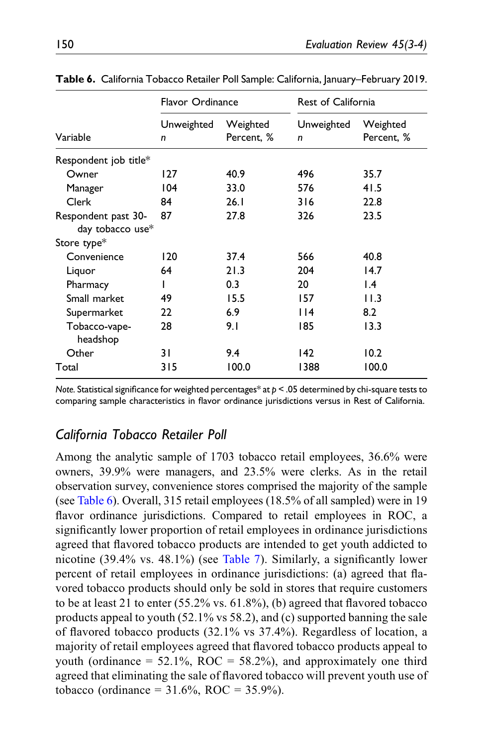**Table 6.** California Tobacco Retailer Poll Sample: California, January–February 2019.

| Variable | Flavor Ordinance | | Rest of California | |
|---|---|---|---|---|
| | Unweighted *n* | Weighted Percent, % | Unweighted *n* | Weighted Percent, % |
| Respondent job title* | | | | |
| Owner | 127 | 40.9 | 496 | 35.7 |
| Manager | 104 | 33.0 | 576 | 41.5 |
| Clerk | 84 | 26.1 | 316 | 22.8 |
| Respondent past 30-day tobacco use* | 87 | 27.8 | 326 | 23.5 |
| Store type* | | | | |
| Convenience | 120 | 37.4 | 566 | 40.8 |
| Liquor | 64 | 21.3 | 204 | 14.7 |
| Pharmacy | 1 | 0.3 | 20 | 1.4 |
| Small market | 49 | 15.5 | 157 | 11.3 |
| Supermarket | 22 | 6.9 | 114 | 8.2 |
| Tobacco-vape-headshop | 28 | 9.1 | 185 | 13.3 |
| Other | 31 | 9.4 | 142 | 10.2 |
| Total | 315 | 100.0 | 1388 | 100.0 |

*Note.* Statistical significance for weighted percentages* at $p < .05$ determined by chi-square tests to comparing sample characteristics in flavor ordinance jurisdictions versus in Rest of California.

### *California Tobacco Retailer Poll*

Among the analytic sample of 1703 tobacco retail employees, 36.6% were owners, 39.9% were managers, and 23.5% were clerks. As in the retail observation survey, convenience stores comprised the majority of the sample (see Table 6). Overall, 315 retail employees (18.5% of all sampled) were in 19 flavor ordinance jurisdictions. Compared to retail employees in ROC, a significantly lower proportion of retail employees in ordinance jurisdictions agreed that flavored tobacco products are intended to get youth addicted to nicotine (39.4% vs. 48.1%) (see Table 7). Similarly, a significantly lower percent of retail employees in ordinance jurisdictions: (a) agreed that flavored tobacco products should only be sold in stores that require customers to be at least 21 to enter (55.2% vs. 61.8%), (b) agreed that flavored tobacco products appeal to youth (52.1% vs 58.2), and (c) supported banning the sale of flavored tobacco products (32.1% vs 37.4%). Regardless of location, a majority of retail employees agreed that flavored tobacco products appeal to youth (ordinance = 52.1%, ROC = 58.2%), and approximately one third agreed that eliminating the sale of flavored tobacco will prevent youth use of tobacco (ordinance = 31.6%, ROC = 35.9%).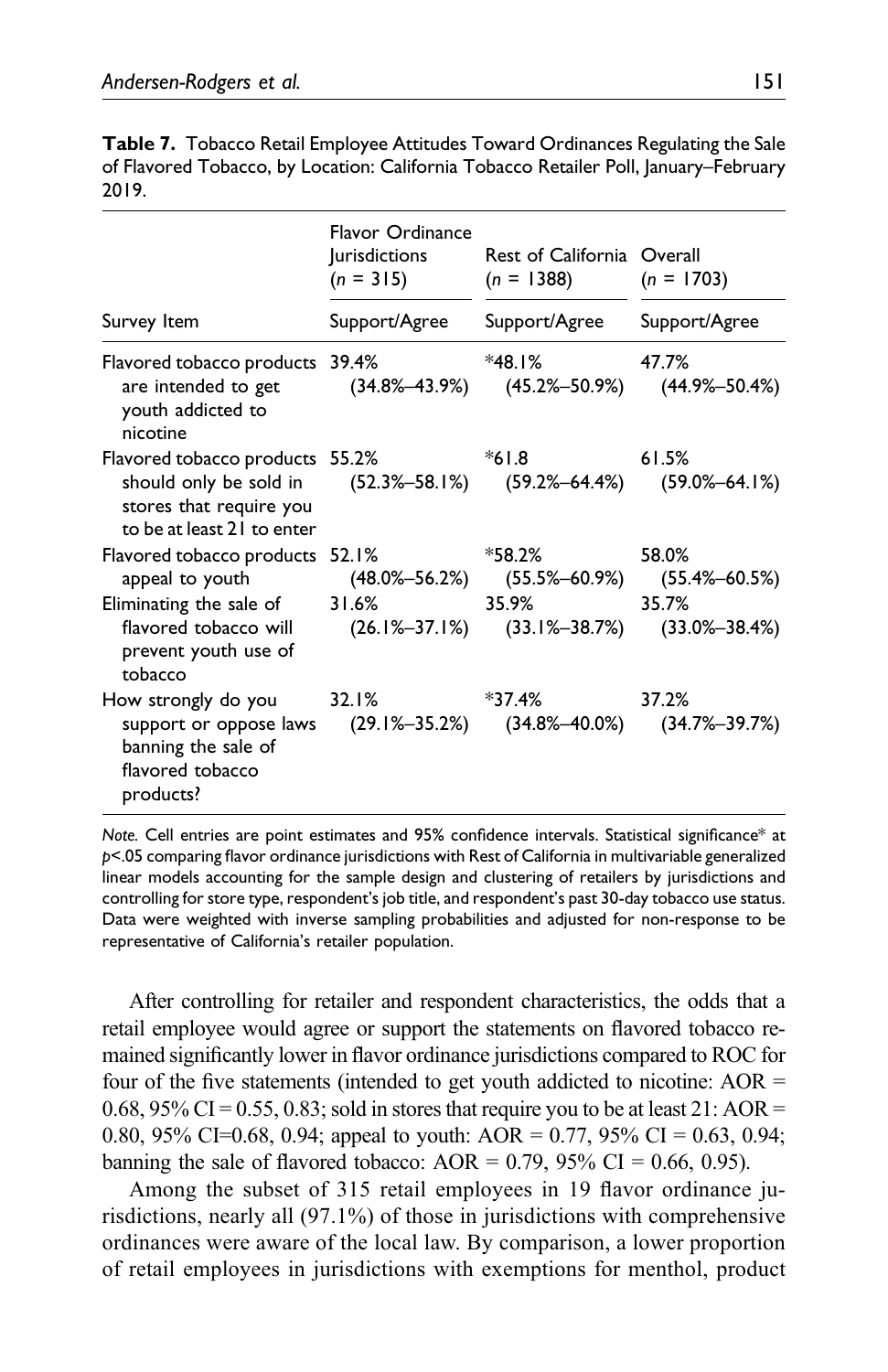**Table 7.** Tobacco Retail Employee Attitudes Toward Ordinances Regulating the Sale of Flavored Tobacco, by Location: California Tobacco Retailer Poll, January–February 2019.

| | Flavor Ordinance Jurisdictions ($n$ = 315) | Rest of California ($n$ = 1388) | Overall ($n$ = 1703) |
|---|---|---|---|
| Survey Item | Support/Agree | Support/Agree | Support/Agree |
| Flavored tobacco products are intended to get youth addicted to nicotine | 39.4% (34.8%–43.9%) | *48.1% (45.2%–50.9%) | 47.7% (44.9%–50.4%) |
| Flavored tobacco products should only be sold in stores that require you to be at least 21 to enter | 55.2% (52.3%–58.1%) | *61.8 (59.2%–64.4%) | 61.5% (59.0%–64.1%) |
| Flavored tobacco products appeal to youth | 52.1% (48.0%–56.2%) | *58.2% (55.5%–60.9%) | 58.0% (55.4%–60.5%) |
| Eliminating the sale of flavored tobacco will prevent youth use of tobacco | 31.6% (26.1%–37.1%) | 35.9% (33.1%–38.7%) | 35.7% (33.0%–38.4%) |
| How strongly do you support or oppose laws banning the sale of flavored tobacco products? | 32.1% (29.1%–35.2%) | *37.4% (34.8%–40.0%) | 37.2% (34.7%–39.7%) |

*Note.* Cell entries are point estimates and 95% confidence intervals. Statistical significance* at $p<.05$ comparing flavor ordinance jurisdictions with Rest of California in multivariable generalized linear models accounting for the sample design and clustering of retailers by jurisdictions and controlling for store type, respondent's job title, and respondent's past 30-day tobacco use status. Data were weighted with inverse sampling probabilities and adjusted for non-response to be representative of California's retailer population.

After controlling for retailer and respondent characteristics, the odds that a retail employee would agree or support the statements on flavored tobacco remained significantly lower in flavor ordinance jurisdictions compared to ROC for four of the five statements (intended to get youth addicted to nicotine: AOR = 0.68, 95% CI = 0.55, 0.83; sold in stores that require you to be at least 21: AOR = 0.80, 95% CI=0.68, 0.94; appeal to youth: AOR = 0.77, 95% CI = 0.63, 0.94; banning the sale of flavored tobacco: AOR = 0.79, 95% CI = 0.66, 0.95).

Among the subset of 315 retail employees in 19 flavor ordinance jurisdictions, nearly all (97.1%) of those in jurisdictions with comprehensive ordinances were aware of the local law. By comparison, a lower proportion of retail employees in jurisdictions with exemptions for menthol, product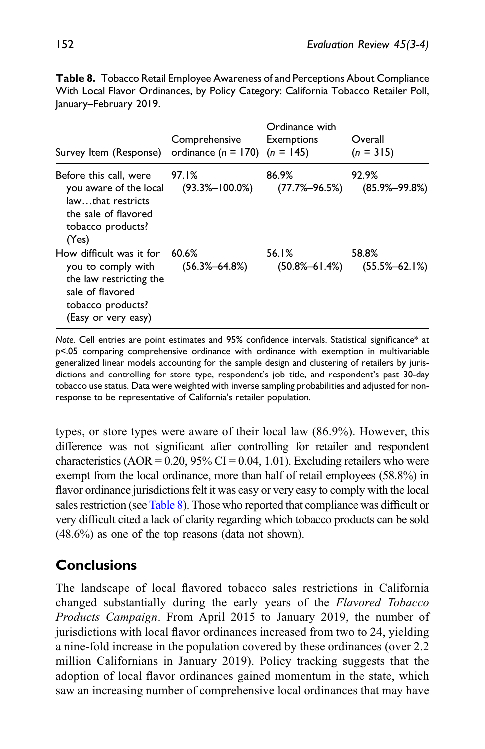**Table 8.** Tobacco Retail Employee Awareness of and Perceptions About Compliance With Local Flavor Ordinances, by Policy Category: California Tobacco Retailer Poll, January–February 2019.

| Survey Item (Response) | Comprehensive ordinance ($n$ = 170) | Ordinance with Exemptions ($n$ = 145) | Overall ($n$ = 315) |
|---|---|---|---|
| Before this call, were you aware of the local law…that restricts the sale of flavored tobacco products? (Yes) | 97.1% (93.3%–100.0%) | 86.9% (77.7%–96.5%) | 92.9% (85.9%–99.8%) |
| How difficult was it for you to comply with the law restricting the sale of flavored tobacco products? (Easy or very easy) | 60.6% (56.3%–64.8%) | 56.1% (50.8%–61.4%) | 58.8% (55.5%–62.1%) |

*Note.* Cell entries are point estimates and 95% confidence intervals. Statistical significance* at $p$<.05 comparing comprehensive ordinance with ordinance with exemption in multivariable generalized linear models accounting for the sample design and clustering of retailers by jurisdictions and controlling for store type, respondent's job title, and respondent's past 30-day tobacco use status. Data were weighted with inverse sampling probabilities and adjusted for nonresponse to be representative of California's retailer population.

types, or store types were aware of their local law (86.9%). However, this difference was not significant after controlling for retailer and respondent characteristics (AOR = 0.20, 95% CI = 0.04, 1.01). Excluding retailers who were exempt from the local ordinance, more than half of retail employees (58.8%) in flavor ordinance jurisdictions felt it was easy or very easy to comply with the local sales restriction (see Table 8). Those who reported that compliance was difficult or very difficult cited a lack of clarity regarding which tobacco products can be sold (48.6%) as one of the top reasons (data not shown).

## Conclusions

The landscape of local flavored tobacco sales restrictions in California changed substantially during the early years of the *Flavored Tobacco Products Campaign*. From April 2015 to January 2019, the number of jurisdictions with local flavor ordinances increased from two to 24, yielding a nine-fold increase in the population covered by these ordinances (over 2.2 million Californians in January 2019). Policy tracking suggests that the adoption of local flavor ordinances gained momentum in the state, which saw an increasing number of comprehensive local ordinances that may have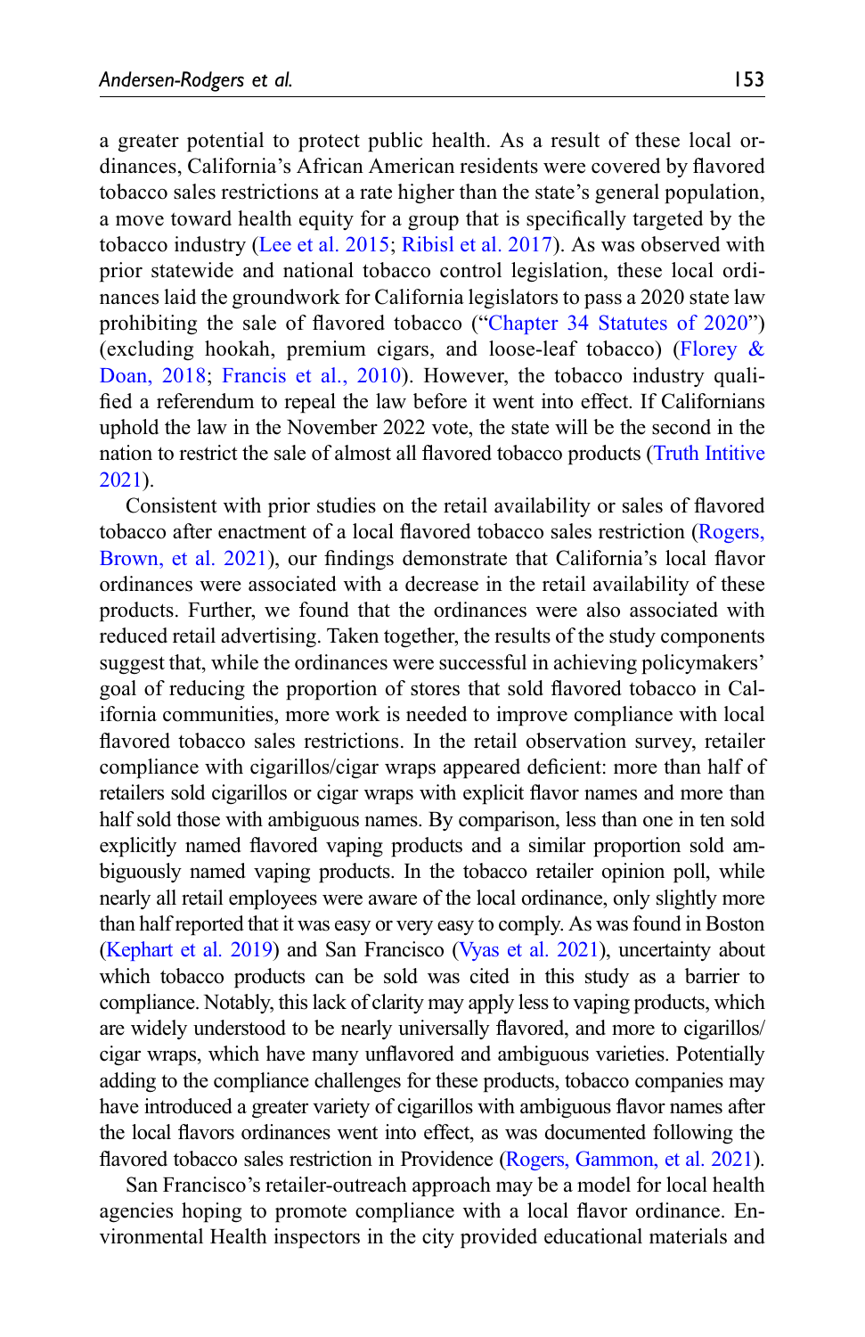a greater potential to protect public health. As a result of these local ordinances, California's African American residents were covered by flavored tobacco sales restrictions at a rate higher than the state's general population, a move toward health equity for a group that is specifically targeted by the tobacco industry (Lee et al. 2015; Ribisl et al. 2017). As was observed with prior statewide and national tobacco control legislation, these local ordinances laid the groundwork for California legislators to pass a 2020 state law prohibiting the sale of flavored tobacco ("Chapter 34 Statutes of 2020") (excluding hookah, premium cigars, and loose-leaf tobacco) (Florey & Doan, 2018; Francis et al., 2010). However, the tobacco industry qualified a referendum to repeal the law before it went into effect. If Californians uphold the law in the November 2022 vote, the state will be the second in the nation to restrict the sale of almost all flavored tobacco products (Truth Intitive 2021).

Consistent with prior studies on the retail availability or sales of flavored tobacco after enactment of a local flavored tobacco sales restriction (Rogers, Brown, et al. 2021), our findings demonstrate that California's local flavor ordinances were associated with a decrease in the retail availability of these products. Further, we found that the ordinances were also associated with reduced retail advertising. Taken together, the results of the study components suggest that, while the ordinances were successful in achieving policymakers' goal of reducing the proportion of stores that sold flavored tobacco in California communities, more work is needed to improve compliance with local flavored tobacco sales restrictions. In the retail observation survey, retailer compliance with cigarillos/cigar wraps appeared deficient: more than half of retailers sold cigarillos or cigar wraps with explicit flavor names and more than half sold those with ambiguous names. By comparison, less than one in ten sold explicitly named flavored vaping products and a similar proportion sold ambiguously named vaping products. In the tobacco retailer opinion poll, while nearly all retail employees were aware of the local ordinance, only slightly more than half reported that it was easy or very easy to comply. As was found in Boston (Kephart et al. 2019) and San Francisco (Vyas et al. 2021), uncertainty about which tobacco products can be sold was cited in this study as a barrier to compliance. Notably, this lack of clarity may apply less to vaping products, which are widely understood to be nearly universally flavored, and more to cigarillos/cigar wraps, which have many unflavored and ambiguous varieties. Potentially adding to the compliance challenges for these products, tobacco companies may have introduced a greater variety of cigarillos with ambiguous flavor names after the local flavors ordinances went into effect, as was documented following the flavored tobacco sales restriction in Providence (Rogers, Gammon, et al. 2021).

San Francisco's retailer-outreach approach may be a model for local health agencies hoping to promote compliance with a local flavor ordinance. Environmental Health inspectors in the city provided educational materials and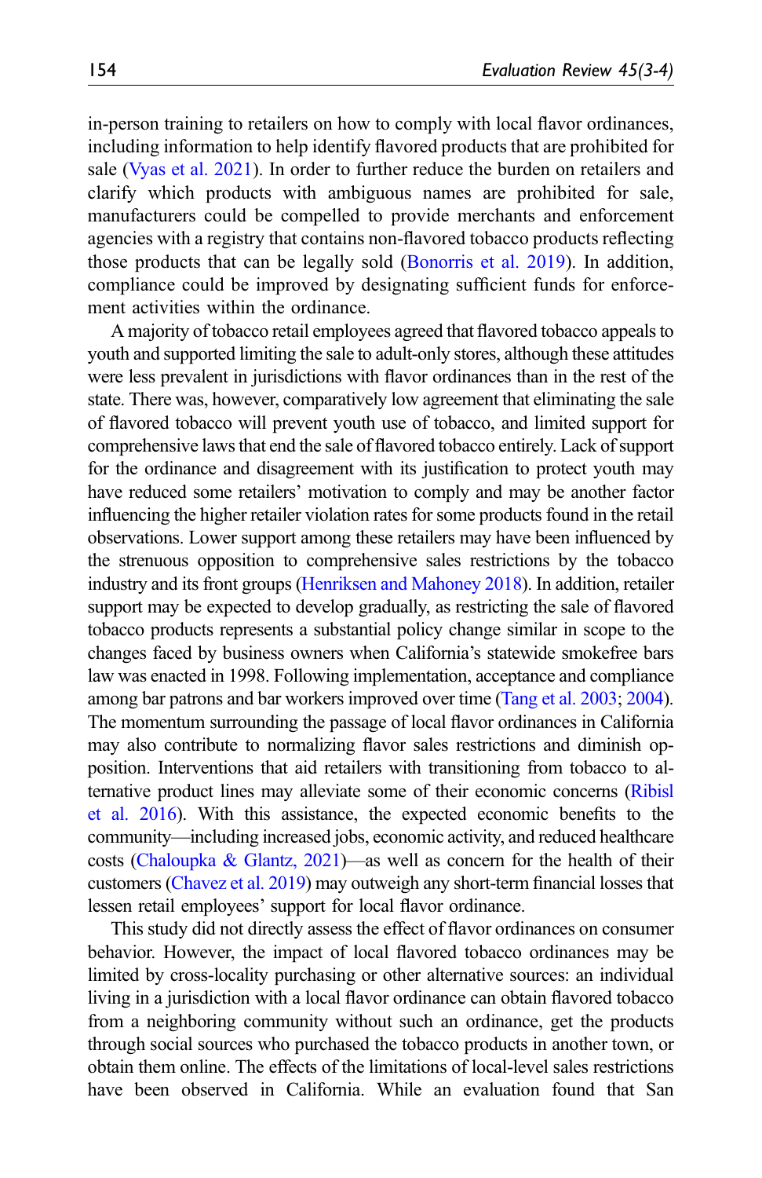in-person training to retailers on how to comply with local flavor ordinances, including information to help identify flavored products that are prohibited for sale (Vyas et al. 2021). In order to further reduce the burden on retailers and clarify which products with ambiguous names are prohibited for sale, manufacturers could be compelled to provide merchants and enforcement agencies with a registry that contains non-flavored tobacco products reflecting those products that can be legally sold (Bonorris et al. 2019). In addition, compliance could be improved by designating sufficient funds for enforcement activities within the ordinance.

A majority of tobacco retail employees agreed that flavored tobacco appeals to youth and supported limiting the sale to adult-only stores, although these attitudes were less prevalent in jurisdictions with flavor ordinances than in the rest of the state. There was, however, comparatively low agreement that eliminating the sale of flavored tobacco will prevent youth use of tobacco, and limited support for comprehensive laws that end the sale of flavored tobacco entirely. Lack of support for the ordinance and disagreement with its justification to protect youth may have reduced some retailers' motivation to comply and may be another factor influencing the higher retailer violation rates for some products found in the retail observations. Lower support among these retailers may have been influenced by the strenuous opposition to comprehensive sales restrictions by the tobacco industry and its front groups (Henriksen and Mahoney 2018). In addition, retailer support may be expected to develop gradually, as restricting the sale of flavored tobacco products represents a substantial policy change similar in scope to the changes faced by business owners when California's statewide smokefree bars law was enacted in 1998. Following implementation, acceptance and compliance among bar patrons and bar workers improved over time (Tang et al. 2003; 2004). The momentum surrounding the passage of local flavor ordinances in California may also contribute to normalizing flavor sales restrictions and diminish opposition. Interventions that aid retailers with transitioning from tobacco to alternative product lines may alleviate some of their economic concerns (Ribisl et al. 2016). With this assistance, the expected economic benefits to the community—including increased jobs, economic activity, and reduced healthcare costs (Chaloupka & Glantz, 2021)—as well as concern for the health of their customers (Chavez et al. 2019) may outweigh any short-term financial losses that lessen retail employees' support for local flavor ordinance.

This study did not directly assess the effect of flavor ordinances on consumer behavior. However, the impact of local flavored tobacco ordinances may be limited by cross-locality purchasing or other alternative sources: an individual living in a jurisdiction with a local flavor ordinance can obtain flavored tobacco from a neighboring community without such an ordinance, get the products through social sources who purchased the tobacco products in another town, or obtain them online. The effects of the limitations of local-level sales restrictions have been observed in California. While an evaluation found that San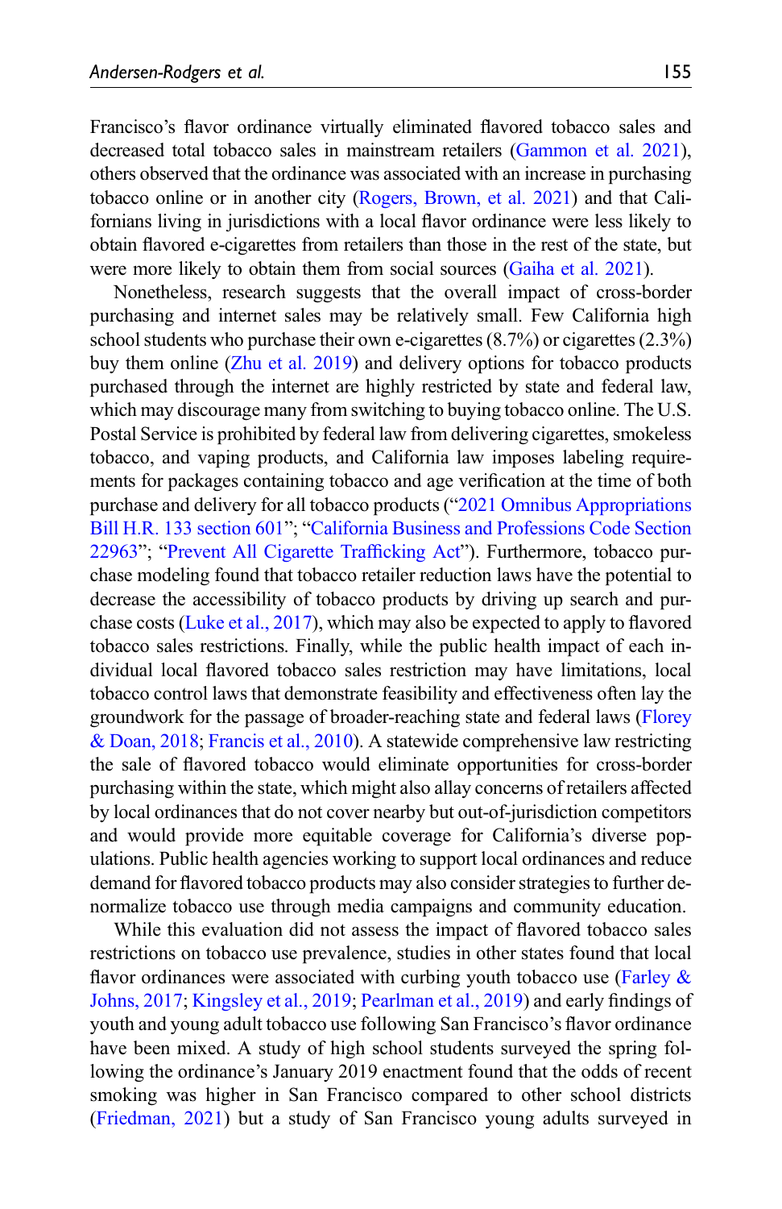Francisco's flavor ordinance virtually eliminated flavored tobacco sales and decreased total tobacco sales in mainstream retailers (Gammon et al. 2021), others observed that the ordinance was associated with an increase in purchasing tobacco online or in another city (Rogers, Brown, et al. 2021) and that Californians living in jurisdictions with a local flavor ordinance were less likely to obtain flavored e-cigarettes from retailers than those in the rest of the state, but were more likely to obtain them from social sources (Gaiha et al. 2021).

Nonetheless, research suggests that the overall impact of cross-border purchasing and internet sales may be relatively small. Few California high school students who purchase their own e-cigarettes (8.7%) or cigarettes (2.3%) buy them online (Zhu et al. 2019) and delivery options for tobacco products purchased through the internet are highly restricted by state and federal law, which may discourage many from switching to buying tobacco online. The U.S. Postal Service is prohibited by federal law from delivering cigarettes, smokeless tobacco, and vaping products, and California law imposes labeling requirements for packages containing tobacco and age verification at the time of both purchase and delivery for all tobacco products ("2021 Omnibus Appropriations Bill H.R. 133 section 601"; "California Business and Professions Code Section 22963"; "Prevent All Cigarette Trafficking Act"). Furthermore, tobacco purchase modeling found that tobacco retailer reduction laws have the potential to decrease the accessibility of tobacco products by driving up search and purchase costs (Luke et al., 2017), which may also be expected to apply to flavored tobacco sales restrictions. Finally, while the public health impact of each individual local flavored tobacco sales restriction may have limitations, local tobacco control laws that demonstrate feasibility and effectiveness often lay the groundwork for the passage of broader-reaching state and federal laws (Florey & Doan, 2018; Francis et al., 2010). A statewide comprehensive law restricting the sale of flavored tobacco would eliminate opportunities for cross-border purchasing within the state, which might also allay concerns of retailers affected by local ordinances that do not cover nearby but out-of-jurisdiction competitors and would provide more equitable coverage for California's diverse populations. Public health agencies working to support local ordinances and reduce demand for flavored tobacco products may also consider strategies to further denormalize tobacco use through media campaigns and community education.

While this evaluation did not assess the impact of flavored tobacco sales restrictions on tobacco use prevalence, studies in other states found that local flavor ordinances were associated with curbing youth tobacco use (Farley & Johns, 2017; Kingsley et al., 2019; Pearlman et al., 2019) and early findings of youth and young adult tobacco use following San Francisco's flavor ordinance have been mixed. A study of high school students surveyed the spring following the ordinance's January 2019 enactment found that the odds of recent smoking was higher in San Francisco compared to other school districts (Friedman, 2021) but a study of San Francisco young adults surveyed in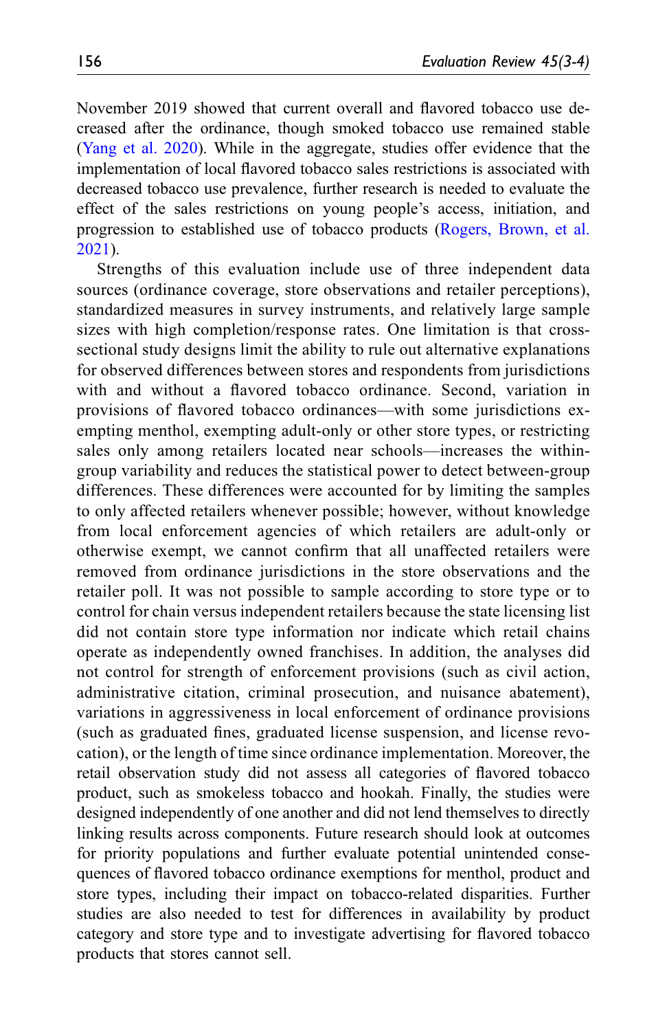November 2019 showed that current overall and flavored tobacco use decreased after the ordinance, though smoked tobacco use remained stable (Yang et al. 2020). While in the aggregate, studies offer evidence that the implementation of local flavored tobacco sales restrictions is associated with decreased tobacco use prevalence, further research is needed to evaluate the effect of the sales restrictions on young people's access, initiation, and progression to established use of tobacco products (Rogers, Brown, et al. 2021).

Strengths of this evaluation include use of three independent data sources (ordinance coverage, store observations and retailer perceptions), standardized measures in survey instruments, and relatively large sample sizes with high completion/response rates. One limitation is that cross-sectional study designs limit the ability to rule out alternative explanations for observed differences between stores and respondents from jurisdictions with and without a flavored tobacco ordinance. Second, variation in provisions of flavored tobacco ordinances—with some jurisdictions exempting menthol, exempting adult-only or other store types, or restricting sales only among retailers located near schools—increases the within-group variability and reduces the statistical power to detect between-group differences. These differences were accounted for by limiting the samples to only affected retailers whenever possible; however, without knowledge from local enforcement agencies of which retailers are adult-only or otherwise exempt, we cannot confirm that all unaffected retailers were removed from ordinance jurisdictions in the store observations and the retailer poll. It was not possible to sample according to store type or to control for chain versus independent retailers because the state licensing list did not contain store type information nor indicate which retail chains operate as independently owned franchises. In addition, the analyses did not control for strength of enforcement provisions (such as civil action, administrative citation, criminal prosecution, and nuisance abatement), variations in aggressiveness in local enforcement of ordinance provisions (such as graduated fines, graduated license suspension, and license revocation), or the length of time since ordinance implementation. Moreover, the retail observation study did not assess all categories of flavored tobacco product, such as smokeless tobacco and hookah. Finally, the studies were designed independently of one another and did not lend themselves to directly linking results across components. Future research should look at outcomes for priority populations and further evaluate potential unintended consequences of flavored tobacco ordinance exemptions for menthol, product and store types, including their impact on tobacco-related disparities. Further studies are also needed to test for differences in availability by product category and store type and to investigate advertising for flavored tobacco products that stores cannot sell.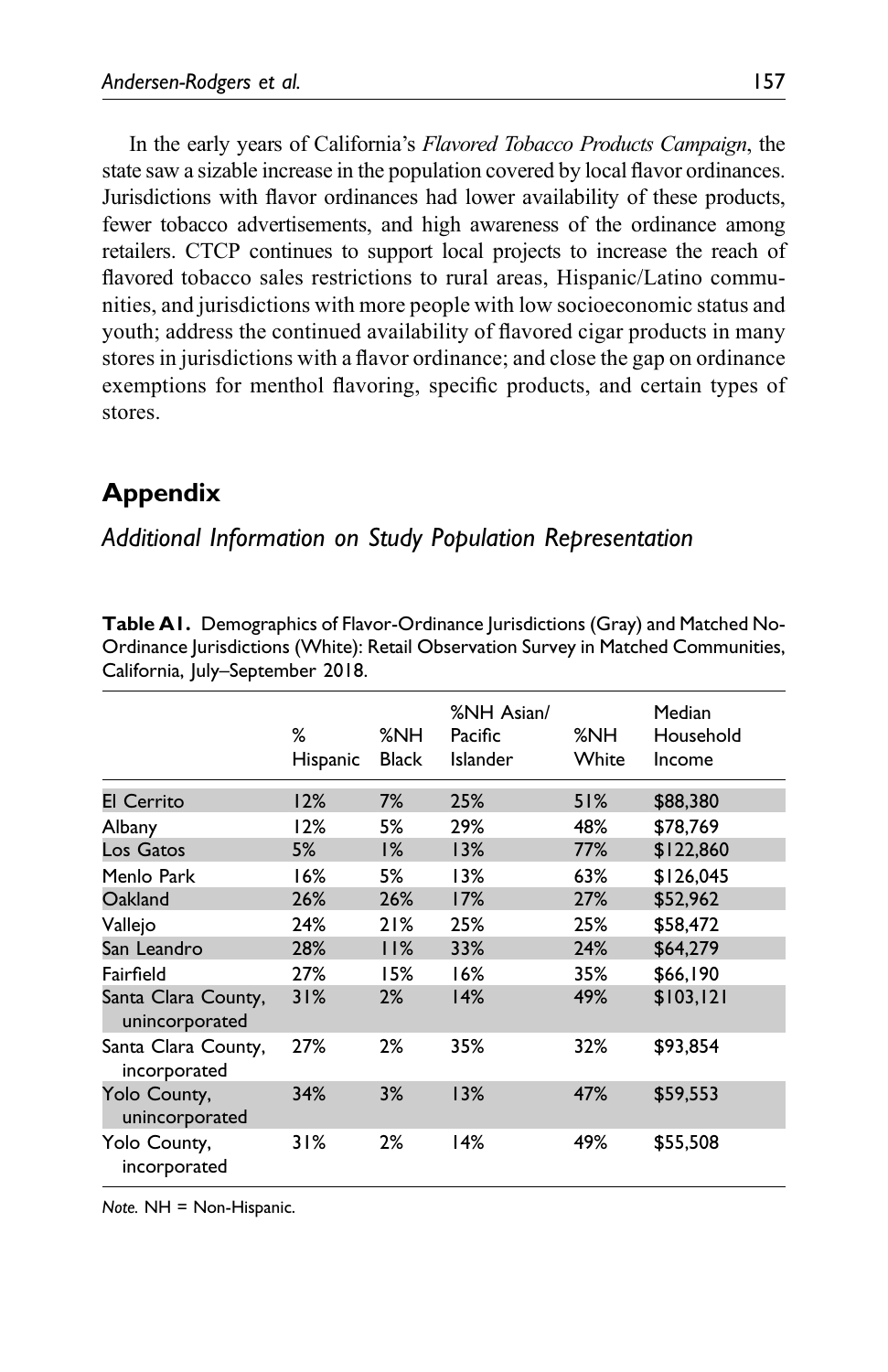In the early years of California's *Flavored Tobacco Products Campaign*, the state saw a sizable increase in the population covered by local flavor ordinances. Jurisdictions with flavor ordinances had lower availability of these products, fewer tobacco advertisements, and high awareness of the ordinance among retailers. CTCP continues to support local projects to increase the reach of flavored tobacco sales restrictions to rural areas, Hispanic/Latino communities, and jurisdictions with more people with low socioeconomic status and youth; address the continued availability of flavored cigar products in many stores in jurisdictions with a flavor ordinance; and close the gap on ordinance exemptions for menthol flavoring, specific products, and certain types of stores.

## Appendix

### *Additional Information on Study Population Representation*

**Table A1.** Demographics of Flavor-Ordinance Jurisdictions (Gray) and Matched No-Ordinance Jurisdictions (White): Retail Observation Survey in Matched Communities, California, July–September 2018.

| | % Hispanic | %NH Black | %NH Asian/ Pacific Islander | %NH White | Median Household Income |
|---|---|---|---|---|---|
| El Cerrito | 12% | 7% | 25% | 51% | $88,380 |
| Albany | 12% | 5% | 29% | 48% | $78,769 |
| Los Gatos | 5% | 1% | 13% | 77% | $122,860 |
| Menlo Park | 16% | 5% | 13% | 63% | $126,045 |
| Oakland | 26% | 26% | 17% | 27% | $52,962 |
| Vallejo | 24% | 21% | 25% | 25% | $58,472 |
| San Leandro | 28% | 11% | 33% | 24% | $64,279 |
| Fairfield | 27% | 15% | 16% | 35% | $66,190 |
| Santa Clara County, unincorporated | 31% | 2% | 14% | 49% | $103,121 |
| Santa Clara County, incorporated | 27% | 2% | 35% | 32% | $93,854 |
| Yolo County, unincorporated | 34% | 3% | 13% | 47% | $59,553 |
| Yolo County, incorporated | 31% | 2% | 14% | 49% | $55,508 |

*Note.* NH = Non-Hispanic.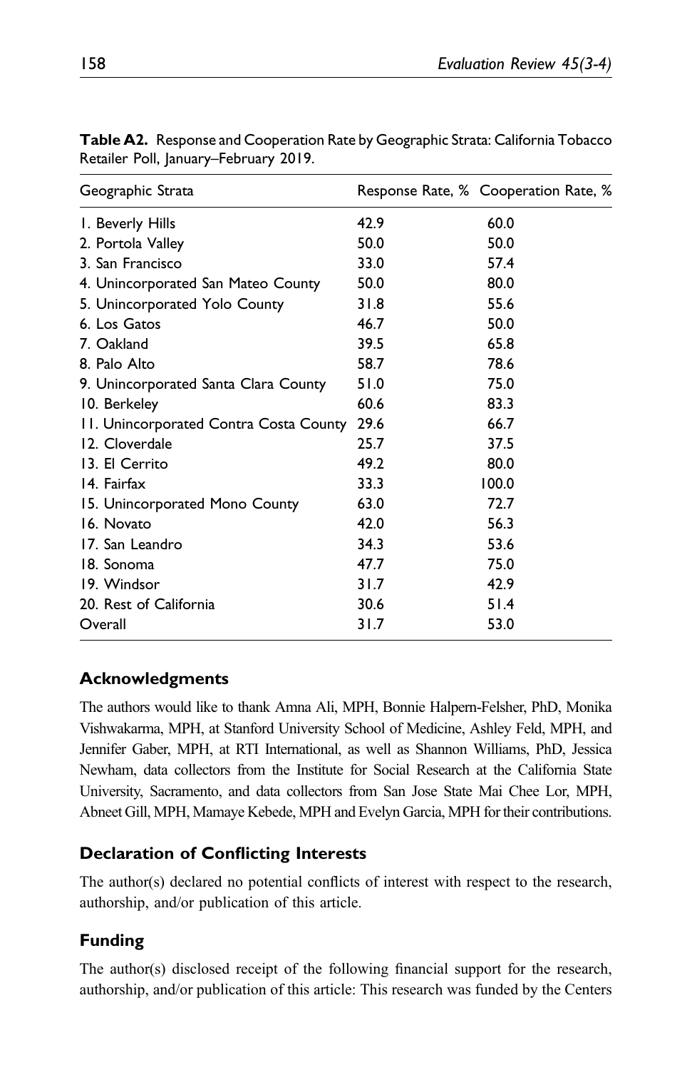**Table A2.** Response and Cooperation Rate by Geographic Strata: California Tobacco Retailer Poll, January–February 2019.

| Geographic Strata | Response Rate, % | Cooperation Rate, % |
|---|---|---|
| 1. Beverly Hills | 42.9 | 60.0 |
| 2. Portola Valley | 50.0 | 50.0 |
| 3. San Francisco | 33.0 | 57.4 |
| 4. Unincorporated San Mateo County | 50.0 | 80.0 |
| 5. Unincorporated Yolo County | 31.8 | 55.6 |
| 6. Los Gatos | 46.7 | 50.0 |
| 7. Oakland | 39.5 | 65.8 |
| 8. Palo Alto | 58.7 | 78.6 |
| 9. Unincorporated Santa Clara County | 51.0 | 75.0 |
| 10. Berkeley | 60.6 | 83.3 |
| 11. Unincorporated Contra Costa County | 29.6 | 66.7 |
| 12. Cloverdale | 25.7 | 37.5 |
| 13. El Cerrito | 49.2 | 80.0 |
| 14. Fairfax | 33.3 | 100.0 |
| 15. Unincorporated Mono County | 63.0 | 72.7 |
| 16. Novato | 42.0 | 56.3 |
| 17. San Leandro | 34.3 | 53.6 |
| 18. Sonoma | 47.7 | 75.0 |
| 19. Windsor | 31.7 | 42.9 |
| 20. Rest of California | 30.6 | 51.4 |
| Overall | 31.7 | 53.0 |

## Acknowledgments

The authors would like to thank Amna Ali, MPH, Bonnie Halpern-Felsher, PhD, Monika Vishwakarma, MPH, at Stanford University School of Medicine, Ashley Feld, MPH, and Jennifer Gaber, MPH, at RTI International, as well as Shannon Williams, PhD, Jessica Newham, data collectors from the Institute for Social Research at the California State University, Sacramento, and data collectors from San Jose State Mai Chee Lor, MPH, Abneet Gill, MPH, Mamaye Kebede, MPH and Evelyn Garcia, MPH for their contributions.

## Declaration of Conflicting Interests

The author(s) declared no potential conflicts of interest with respect to the research, authorship, and/or publication of this article.

## Funding

The author(s) disclosed receipt of the following financial support for the research, authorship, and/or publication of this article: This research was funded by the Centers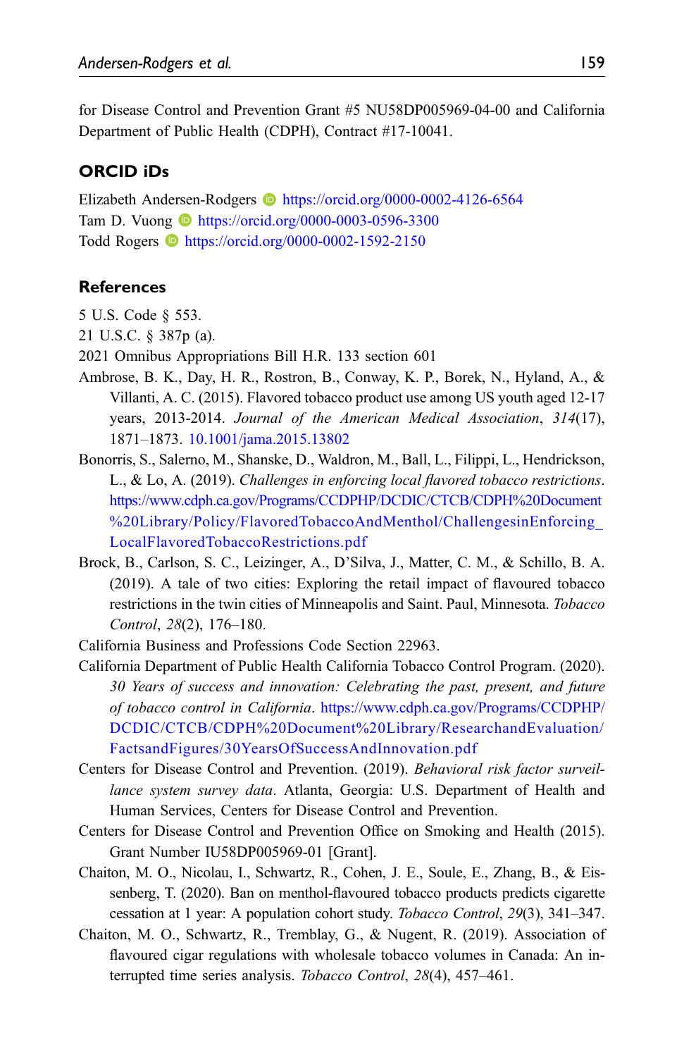for Disease Control and Prevention Grant #5 NU58DP005969-04-00 and California Department of Public Health (CDPH), Contract #17-10041.

## ORCID iDs

Elizabeth Andersen-Rodgers https://orcid.org/0000-0002-4126-6564
Tam D. Vuong https://orcid.org/0000-0003-0596-3300
Todd Rogers https://orcid.org/0000-0002-1592-2150

## References

5 U.S. Code § 553.

21 U.S.C. § 387p (a).

2021 Omnibus Appropriations Bill H.R. 133 section 601

Ambrose, B. K., Day, H. R., Rostron, B., Conway, K. P., Borek, N., Hyland, A., & Villanti, A. C. (2015). Flavored tobacco product use among US youth aged 12-17 years, 2013-2014. *Journal of the American Medical Association*, *314*(17), 1871–1873. 10.1001/jama.2015.13802

Bonorris, S., Salerno, M., Shanske, D., Waldron, M., Ball, L., Filippi, L., Hendrickson, L., & Lo, A. (2019). *Challenges in enforcing local flavored tobacco restrictions*. https://www.cdph.ca.gov/Programs/CCDPHP/DCDIC/CTCB/CDPH%20Document%20Library/Policy/FlavoredTobaccoAndMenthol/ChallengesinEnforcing_LocalFlavoredTobaccoRestrictions.pdf

Brock, B., Carlson, S. C., Leizinger, A., D'Silva, J., Matter, C. M., & Schillo, B. A. (2019). A tale of two cities: Exploring the retail impact of flavoured tobacco restrictions in the twin cities of Minneapolis and Saint. Paul, Minnesota. *Tobacco Control*, *28*(2), 176–180.

California Business and Professions Code Section 22963.

California Department of Public Health California Tobacco Control Program. (2020). *30 Years of success and innovation: Celebrating the past, present, and future of tobacco control in California*. https://www.cdph.ca.gov/Programs/CCDPHP/DCDIC/CTCB/CDPH%20Document%20Library/ResearchandEvaluation/FactsandFigures/30YearsOfSuccessAndInnovation.pdf

Centers for Disease Control and Prevention. (2019). *Behavioral risk factor surveillance system survey data*. Atlanta, Georgia: U.S. Department of Health and Human Services, Centers for Disease Control and Prevention.

Centers for Disease Control and Prevention Office on Smoking and Health (2015). Grant Number IU58DP005969-01 [Grant].

Chaiton, M. O., Nicolau, I., Schwartz, R., Cohen, J. E., Soule, E., Zhang, B., & Eissenberg, T. (2020). Ban on menthol-flavoured tobacco products predicts cigarette cessation at 1 year: A population cohort study. *Tobacco Control*, *29*(3), 341–347.

Chaiton, M. O., Schwartz, R., Tremblay, G., & Nugent, R. (2019). Association of flavoured cigar regulations with wholesale tobacco volumes in Canada: An interrupted time series analysis. *Tobacco Control*, *28*(4), 457–461.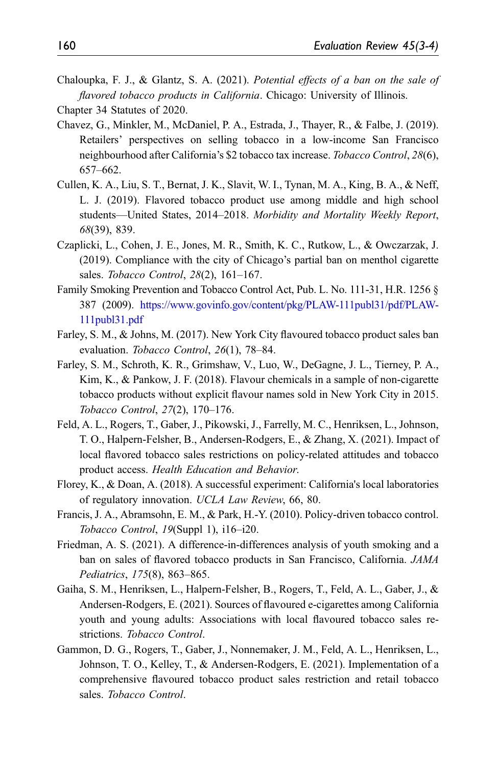Chaloupka, F. J., & Glantz, S. A. (2021). *Potential effects of a ban on the sale of flavored tobacco products in California*. Chicago: University of Illinois.

Chapter 34 Statutes of 2020.

Chavez, G., Minkler, M., McDaniel, P. A., Estrada, J., Thayer, R., & Falbe, J. (2019). Retailers' perspectives on selling tobacco in a low-income San Francisco neighbourhood after California's $2 tobacco tax increase. *Tobacco Control*, *28*(6), 657–662.

Cullen, K. A., Liu, S. T., Bernat, J. K., Slavit, W. I., Tynan, M. A., King, B. A., & Neff, L. J. (2019). Flavored tobacco product use among middle and high school students—United States, 2014–2018. *Morbidity and Mortality Weekly Report*, *68*(39), 839.

Czaplicki, L., Cohen, J. E., Jones, M. R., Smith, K. C., Rutkow, L., & Owczarzak, J. (2019). Compliance with the city of Chicago's partial ban on menthol cigarette sales. *Tobacco Control*, *28*(2), 161–167.

Family Smoking Prevention and Tobacco Control Act, Pub. L. No. 111-31, H.R. 1256 § 387 (2009). https://www.govinfo.gov/content/pkg/PLAW-111publ31/pdf/PLAW-111publ31.pdf

Farley, S. M., & Johns, M. (2017). New York City flavoured tobacco product sales ban evaluation. *Tobacco Control*, *26*(1), 78–84.

Farley, S. M., Schroth, K. R., Grimshaw, V., Luo, W., DeGagne, J. L., Tierney, P. A., Kim, K., & Pankow, J. F. (2018). Flavour chemicals in a sample of non-cigarette tobacco products without explicit flavour names sold in New York City in 2015. *Tobacco Control*, *27*(2), 170–176.

Feld, A. L., Rogers, T., Gaber, J., Pikowski, J., Farrelly, M. C., Henriksen, L., Johnson, T. O., Halpern-Felsher, B., Andersen-Rodgers, E., & Zhang, X. (2021). Impact of local flavored tobacco sales restrictions on policy-related attitudes and tobacco product access. *Health Education and Behavior*.

Florey, K., & Doan, A. (2018). A successful experiment: California's local laboratories of regulatory innovation. *UCLA Law Review*, 66, 80.

Francis, J. A., Abramsohn, E. M., & Park, H.-Y. (2010). Policy-driven tobacco control. *Tobacco Control*, *19*(Suppl 1), i16–i20.

Friedman, A. S. (2021). A difference-in-differences analysis of youth smoking and a ban on sales of flavored tobacco products in San Francisco, California. *JAMA Pediatrics*, *175*(8), 863–865.

Gaiha, S. M., Henriksen, L., Halpern-Felsher, B., Rogers, T., Feld, A. L., Gaber, J., & Andersen-Rodgers, E. (2021). Sources of flavoured e-cigarettes among California youth and young adults: Associations with local flavoured tobacco sales restrictions. *Tobacco Control*.

Gammon, D. G., Rogers, T., Gaber, J., Nonnemaker, J. M., Feld, A. L., Henriksen, L., Johnson, T. O., Kelley, T., & Andersen-Rodgers, E. (2021). Implementation of a comprehensive flavoured tobacco product sales restriction and retail tobacco sales. *Tobacco Control*.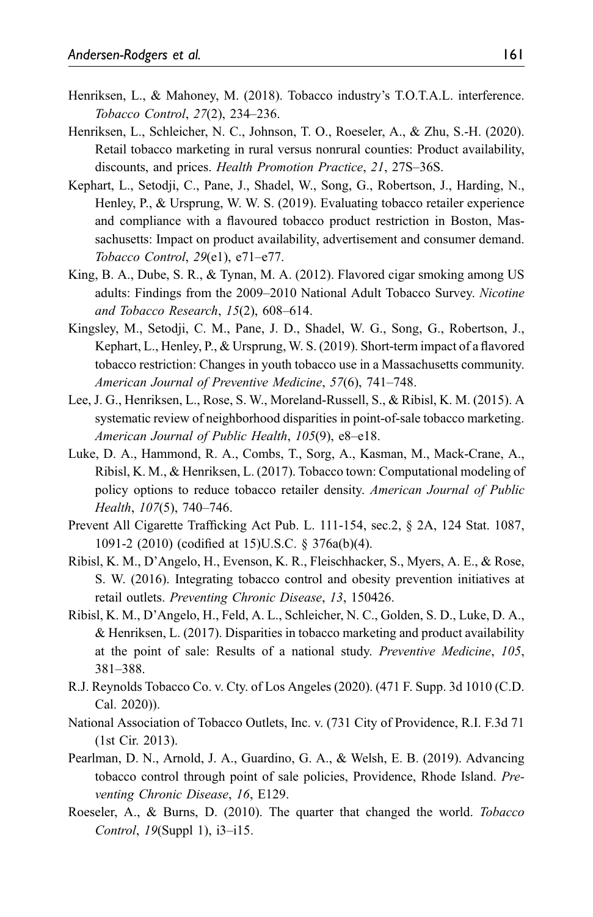Henriksen, L., & Mahoney, M. (2018). Tobacco industry's T.O.T.A.L. interference. *Tobacco Control*, *27*(2), 234–236.

Henriksen, L., Schleicher, N. C., Johnson, T. O., Roeseler, A., & Zhu, S.-H. (2020). Retail tobacco marketing in rural versus nonrural counties: Product availability, discounts, and prices. *Health Promotion Practice*, *21*, 27S–36S.

Kephart, L., Setodji, C., Pane, J., Shadel, W., Song, G., Robertson, J., Harding, N., Henley, P., & Ursprung, W. W. S. (2019). Evaluating tobacco retailer experience and compliance with a flavoured tobacco product restriction in Boston, Massachusetts: Impact on product availability, advertisement and consumer demand. *Tobacco Control*, *29*(e1), e71–e77.

King, B. A., Dube, S. R., & Tynan, M. A. (2012). Flavored cigar smoking among US adults: Findings from the 2009–2010 National Adult Tobacco Survey. *Nicotine and Tobacco Research*, *15*(2), 608–614.

Kingsley, M., Setodji, C. M., Pane, J. D., Shadel, W. G., Song, G., Robertson, J., Kephart, L., Henley, P., & Ursprung, W. S. (2019). Short-term impact of a flavored tobacco restriction: Changes in youth tobacco use in a Massachusetts community. *American Journal of Preventive Medicine*, *57*(6), 741–748.

Lee, J. G., Henriksen, L., Rose, S. W., Moreland-Russell, S., & Ribisl, K. M. (2015). A systematic review of neighborhood disparities in point-of-sale tobacco marketing. *American Journal of Public Health*, *105*(9), e8–e18.

Luke, D. A., Hammond, R. A., Combs, T., Sorg, A., Kasman, M., Mack-Crane, A., Ribisl, K. M., & Henriksen, L. (2017). Tobacco town: Computational modeling of policy options to reduce tobacco retailer density. *American Journal of Public Health*, *107*(5), 740–746.

Prevent All Cigarette Trafficking Act Pub. L. 111-154, sec.2, § 2A, 124 Stat. 1087, 1091-2 (2010) (codified at 15)U.S.C. § 376a(b)(4).

Ribisl, K. M., D'Angelo, H., Evenson, K. R., Fleischhacker, S., Myers, A. E., & Rose, S. W. (2016). Integrating tobacco control and obesity prevention initiatives at retail outlets. *Preventing Chronic Disease*, *13*, 150426.

Ribisl, K. M., D'Angelo, H., Feld, A. L., Schleicher, N. C., Golden, S. D., Luke, D. A., & Henriksen, L. (2017). Disparities in tobacco marketing and product availability at the point of sale: Results of a national study. *Preventive Medicine*, *105*, 381–388.

R.J. Reynolds Tobacco Co. v. Cty. of Los Angeles (2020). (471 F. Supp. 3d 1010 (C.D. Cal. 2020)).

National Association of Tobacco Outlets, Inc. v. (731 City of Providence, R.I. F.3d 71 (1st Cir. 2013).

Pearlman, D. N., Arnold, J. A., Guardino, G. A., & Welsh, E. B. (2019). Advancing tobacco control through point of sale policies, Providence, Rhode Island. *Preventing Chronic Disease*, *16*, E129.

Roeseler, A., & Burns, D. (2010). The quarter that changed the world. *Tobacco Control*, *19*(Suppl 1), i3–i15.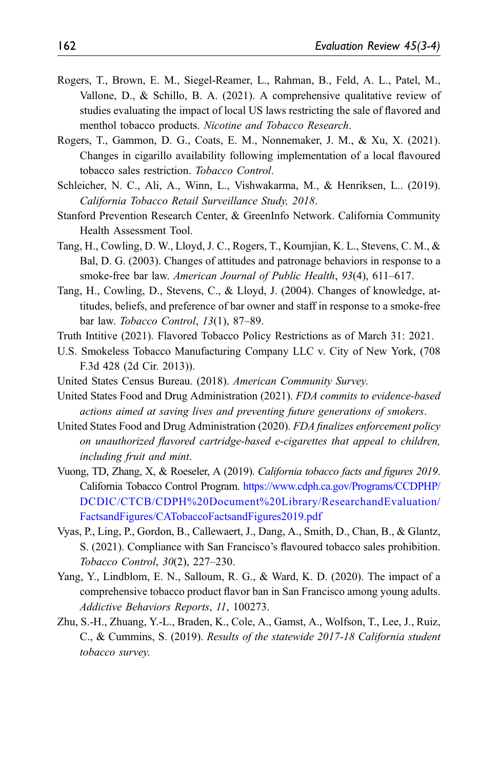Rogers, T., Brown, E. M., Siegel-Reamer, L., Rahman, B., Feld, A. L., Patel, M., Vallone, D., & Schillo, B. A. (2021). A comprehensive qualitative review of studies evaluating the impact of local US laws restricting the sale of flavored and menthol tobacco products. *Nicotine and Tobacco Research*.

Rogers, T., Gammon, D. G., Coats, E. M., Nonnemaker, J. M., & Xu, X. (2021). Changes in cigarillo availability following implementation of a local flavoured tobacco sales restriction. *Tobacco Control*.

Schleicher, N. C., Ali, A., Winn, L., Vishwakarma, M., & Henriksen, L.. (2019). *California Tobacco Retail Surveillance Study, 2018*.

Stanford Prevention Research Center, & GreenInfo Network. California Community Health Assessment Tool.

Tang, H., Cowling, D. W., Lloyd, J. C., Rogers, T., Koumjian, K. L., Stevens, C. M., & Bal, D. G. (2003). Changes of attitudes and patronage behaviors in response to a smoke-free bar law. *American Journal of Public Health*, *93*(4), 611–617.

Tang, H., Cowling, D., Stevens, C., & Lloyd, J. (2004). Changes of knowledge, attitudes, beliefs, and preference of bar owner and staff in response to a smoke-free bar law. *Tobacco Control*, *13*(1), 87–89.

Truth Intitive (2021). Flavored Tobacco Policy Restrictions as of March 31: 2021.

U.S. Smokeless Tobacco Manufacturing Company LLC v. City of New York, (708 F.3d 428 (2d Cir. 2013)).

United States Census Bureau. (2018). *American Community Survey*.

United States Food and Drug Administration (2021). *FDA commits to evidence-based actions aimed at saving lives and preventing future generations of smokers*.

United States Food and Drug Administration (2020). *FDA finalizes enforcement policy on unauthorized flavored cartridge-based e-cigarettes that appeal to children, including fruit and mint*.

Vuong, TD, Zhang, X, & Roeseler, A (2019). *California tobacco facts and figures 2019*. California Tobacco Control Program. https://www.cdph.ca.gov/Programs/CCDPHP/DCDIC/CTCB/CDPH%20Document%20Library/ResearchandEvaluation/FactsandFigures/CATobaccoFactsandFigures2019.pdf

Vyas, P., Ling, P., Gordon, B., Callewaert, J., Dang, A., Smith, D., Chan, B., & Glantz, S. (2021). Compliance with San Francisco's flavoured tobacco sales prohibition. *Tobacco Control*, *30*(2), 227–230.

Yang, Y., Lindblom, E. N., Salloum, R. G., & Ward, K. D. (2020). The impact of a comprehensive tobacco product flavor ban in San Francisco among young adults. *Addictive Behaviors Reports*, *11*, 100273.

Zhu, S.-H., Zhuang, Y.-L., Braden, K., Cole, A., Gamst, A., Wolfson, T., Lee, J., Ruiz, C., & Cummins, S. (2019). *Results of the statewide 2017-18 California student tobacco survey*.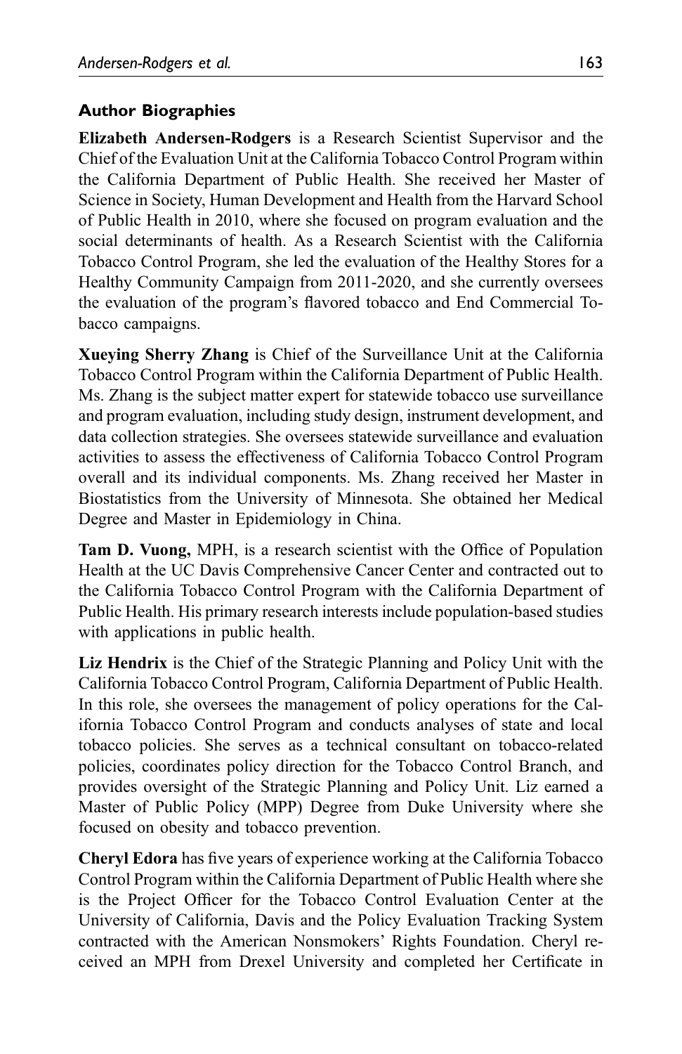## Author Biographies

**Elizabeth Andersen-Rodgers** is a Research Scientist Supervisor and the Chief of the Evaluation Unit at the California Tobacco Control Program within the California Department of Public Health. She received her Master of Science in Society, Human Development and Health from the Harvard School of Public Health in 2010, where she focused on program evaluation and the social determinants of health. As a Research Scientist with the California Tobacco Control Program, she led the evaluation of the Healthy Stores for a Healthy Community Campaign from 2011-2020, and she currently oversees the evaluation of the program's flavored tobacco and End Commercial Tobacco campaigns.

**Xueying Sherry Zhang** is Chief of the Surveillance Unit at the California Tobacco Control Program within the California Department of Public Health. Ms. Zhang is the subject matter expert for statewide tobacco use surveillance and program evaluation, including study design, instrument development, and data collection strategies. She oversees statewide surveillance and evaluation activities to assess the effectiveness of California Tobacco Control Program overall and its individual components. Ms. Zhang received her Master in Biostatistics from the University of Minnesota. She obtained her Medical Degree and Master in Epidemiology in China.

**Tam D. Vuong,** MPH, is a research scientist with the Office of Population Health at the UC Davis Comprehensive Cancer Center and contracted out to the California Tobacco Control Program with the California Department of Public Health. His primary research interests include population-based studies with applications in public health.

**Liz Hendrix** is the Chief of the Strategic Planning and Policy Unit with the California Tobacco Control Program, California Department of Public Health. In this role, she oversees the management of policy operations for the California Tobacco Control Program and conducts analyses of state and local tobacco policies. She serves as a technical consultant on tobacco-related policies, coordinates policy direction for the Tobacco Control Branch, and provides oversight of the Strategic Planning and Policy Unit. Liz earned a Master of Public Policy (MPP) Degree from Duke University where she focused on obesity and tobacco prevention.

**Cheryl Edora** has five years of experience working at the California Tobacco Control Program within the California Department of Public Health where she is the Project Officer for the Tobacco Control Evaluation Center at the University of California, Davis and the Policy Evaluation Tracking System contracted with the American Nonsmokers' Rights Foundation. Cheryl received an MPH from Drexel University and completed her Certificate in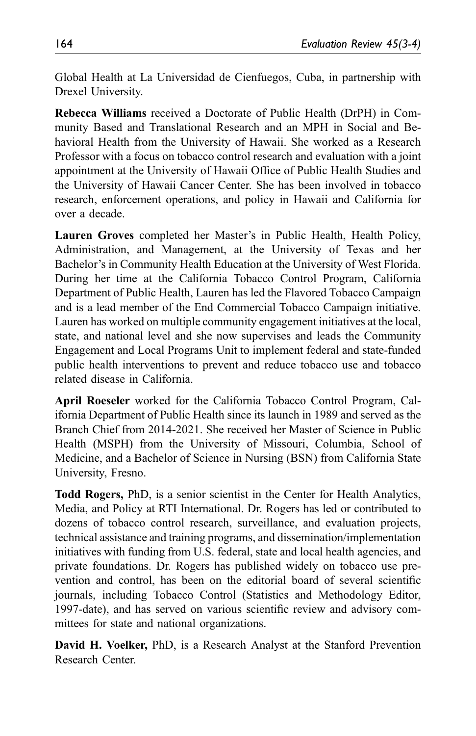Global Health at La Universidad de Cienfuegos, Cuba, in partnership with Drexel University.

**Rebecca Williams** received a Doctorate of Public Health (DrPH) in Community Based and Translational Research and an MPH in Social and Behavioral Health from the University of Hawaii. She worked as a Research Professor with a focus on tobacco control research and evaluation with a joint appointment at the University of Hawaii Office of Public Health Studies and the University of Hawaii Cancer Center. She has been involved in tobacco research, enforcement operations, and policy in Hawaii and California for over a decade.

**Lauren Groves** completed her Master's in Public Health, Health Policy, Administration, and Management, at the University of Texas and her Bachelor's in Community Health Education at the University of West Florida. During her time at the California Tobacco Control Program, California Department of Public Health, Lauren has led the Flavored Tobacco Campaign and is a lead member of the End Commercial Tobacco Campaign initiative. Lauren has worked on multiple community engagement initiatives at the local, state, and national level and she now supervises and leads the Community Engagement and Local Programs Unit to implement federal and state-funded public health interventions to prevent and reduce tobacco use and tobacco related disease in California.

**April Roeseler** worked for the California Tobacco Control Program, California Department of Public Health since its launch in 1989 and served as the Branch Chief from 2014-2021. She received her Master of Science in Public Health (MSPH) from the University of Missouri, Columbia, School of Medicine, and a Bachelor of Science in Nursing (BSN) from California State University, Fresno.

**Todd Rogers,** PhD, is a senior scientist in the Center for Health Analytics, Media, and Policy at RTI International. Dr. Rogers has led or contributed to dozens of tobacco control research, surveillance, and evaluation projects, technical assistance and training programs, and dissemination/implementation initiatives with funding from U.S. federal, state and local health agencies, and private foundations. Dr. Rogers has published widely on tobacco use prevention and control, has been on the editorial board of several scientific journals, including Tobacco Control (Statistics and Methodology Editor, 1997-date), and has served on various scientific review and advisory committees for state and national organizations.

**David H. Voelker,** PhD, is a Research Analyst at the Stanford Prevention Research Center.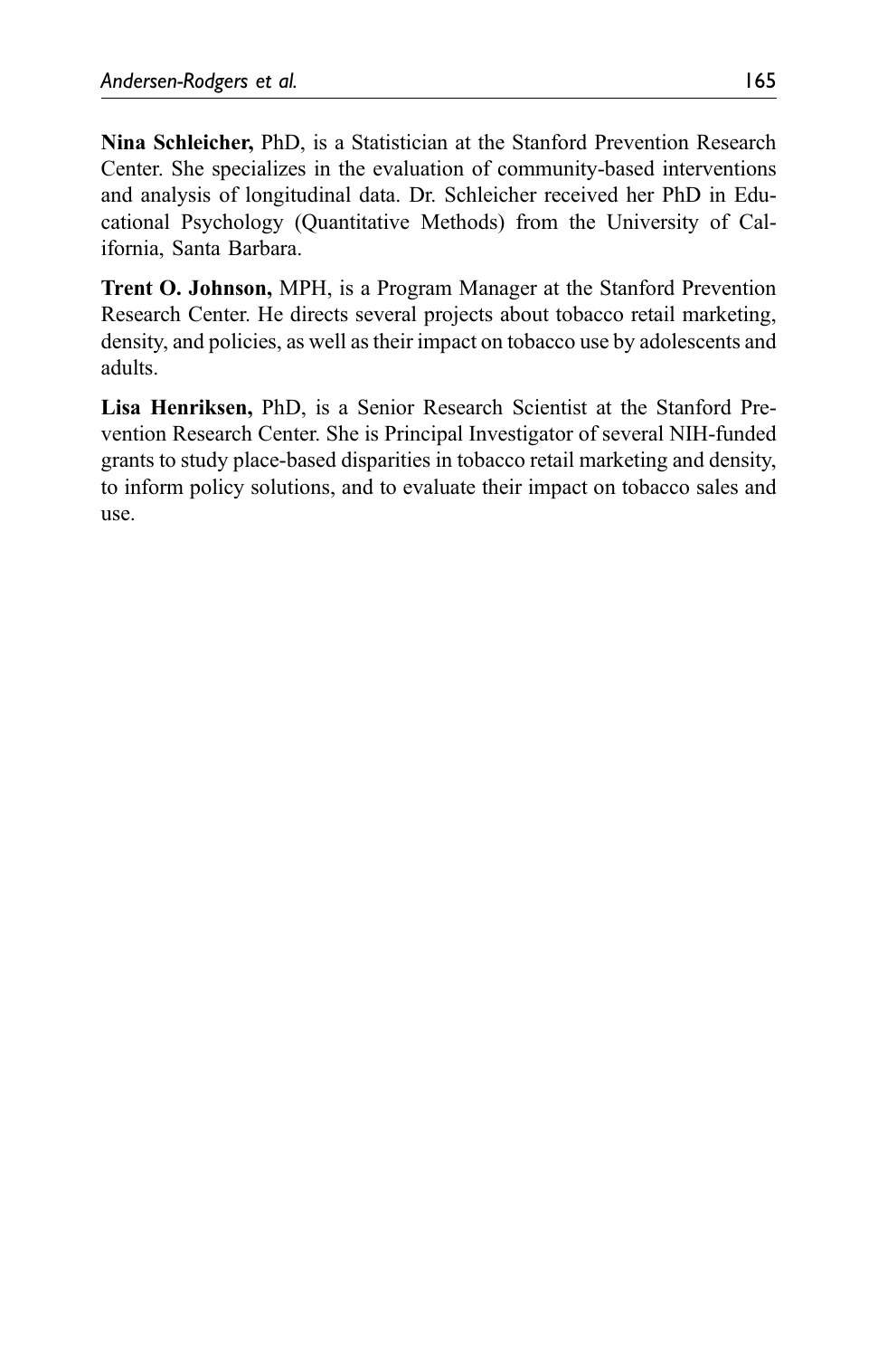**Nina Schleicher,** PhD, is a Statistician at the Stanford Prevention Research Center. She specializes in the evaluation of community-based interventions and analysis of longitudinal data. Dr. Schleicher received her PhD in Educational Psychology (Quantitative Methods) from the University of California, Santa Barbara.

**Trent O. Johnson,** MPH, is a Program Manager at the Stanford Prevention Research Center. He directs several projects about tobacco retail marketing, density, and policies, as well as their impact on tobacco use by adolescents and adults.

**Lisa Henriksen,** PhD, is a Senior Research Scientist at the Stanford Prevention Research Center. She is Principal Investigator of several NIH-funded grants to study place-based disparities in tobacco retail marketing and density, to inform policy solutions, and to evaluate their impact on tobacco sales and use.